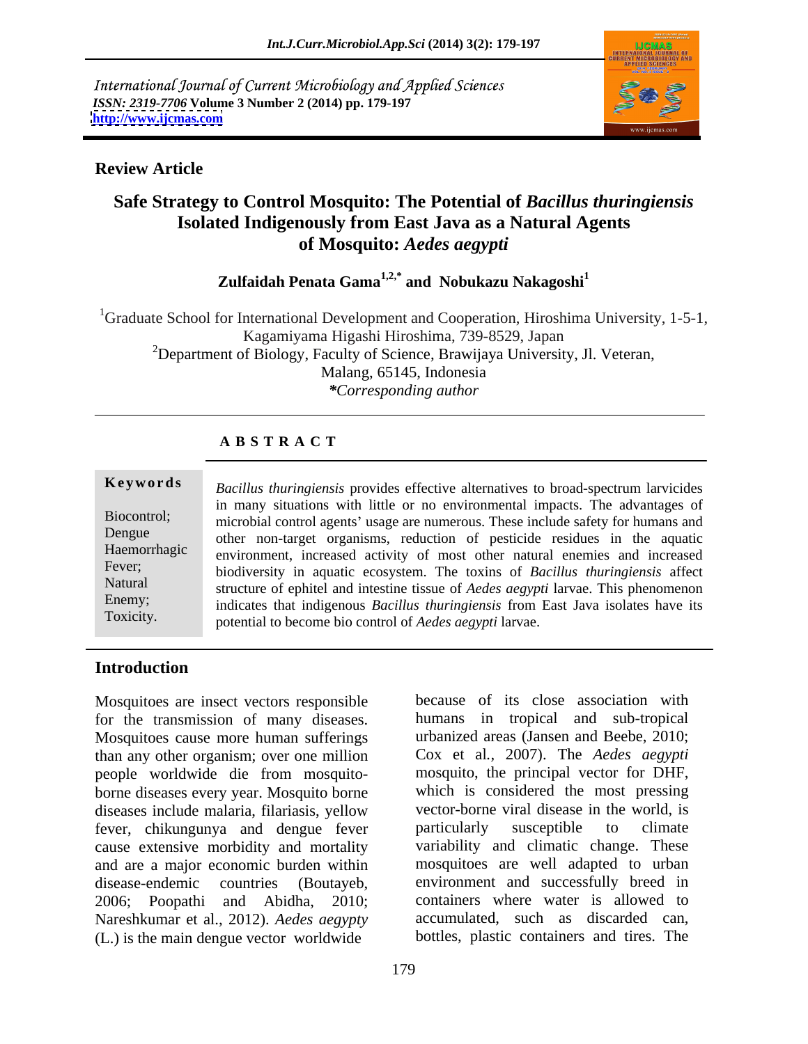*International Journal of Current Microbiology and Applied Sciences*
*ISSN: 2319-7706* **Volume 3 Number 2 (2014) pp. 179-197**
**http://www.ijcmas.com**

**Review Article**

# Safe Strategy to Control Mosquito: The Potential of *Bacillus thuringiensis* Isolated Indigenously from East Java as a Natural Agents of Mosquito: *Aedes aegypti*

**Zulfaidah Penata Gama[1,2,*] and Nobukazu Nakagoshi[1]**

[1]Graduate School for International Development and Cooperation, Hiroshima University, 1-5-1, Kagamiyama Higashi Hiroshima, 739-8529, Japan

[2]Department of Biology, Faculty of Science, Brawijaya University, Jl. Veteran, Malang, 65145, Indonesia

**Corresponding author*

## A B S T R A C T

**Keywords**

Biocontrol; Dengue Haemorrhagic Fever; Natural Enemy; Toxicity.

*Bacillus thuringiensis* provides effective alternatives to broad-spectrum larvicides in many situations with little or no environmental impacts. The advantages of microbial control agents' usage are numerous. These include safety for humans and other non-target organisms, reduction of pesticide residues in the aquatic environment, increased activity of most other natural enemies and increased biodiversity in aquatic ecosystem. The toxins of *Bacillus thuringiensis* affect structure of ephitel and intestine tissue of *Aedes aegypti* larvae. This phenomenon indicates that indigenous *Bacillus thuringiensis* from East Java isolates have its potential to become bio control of *Aedes aegypti* larvae.

## Introduction

Mosquitoes are insect vectors responsible for the transmission of many diseases. Mosquitoes cause more human sufferings than any other organism; over one million people worldwide die from mosquito-borne diseases every year. Mosquito borne diseases include malaria, filariasis, yellow fever, chikungunya and dengue fever cause extensive morbidity and mortality and are a major economic burden within disease-endemic countries (Boutayeb, 2006; Poopathi and Abidha, 2010; Nareshkumar et al., 2012). *Aedes aegypty* (L.) is the main dengue vector worldwide because of its close association with humans in tropical and sub-tropical urbanized areas (Jansen and Beebe, 2010; Cox et al., 2007). The *Aedes aegypti* mosquito, the principal vector for DHF, which is considered the most pressing vector-borne viral disease in the world, is particularly susceptible to climate variability and climatic change. These mosquitoes are well adapted to urban environment and successfully breed in containers where water is allowed to accumulated, such as discarded can, bottles, plastic containers and tires. The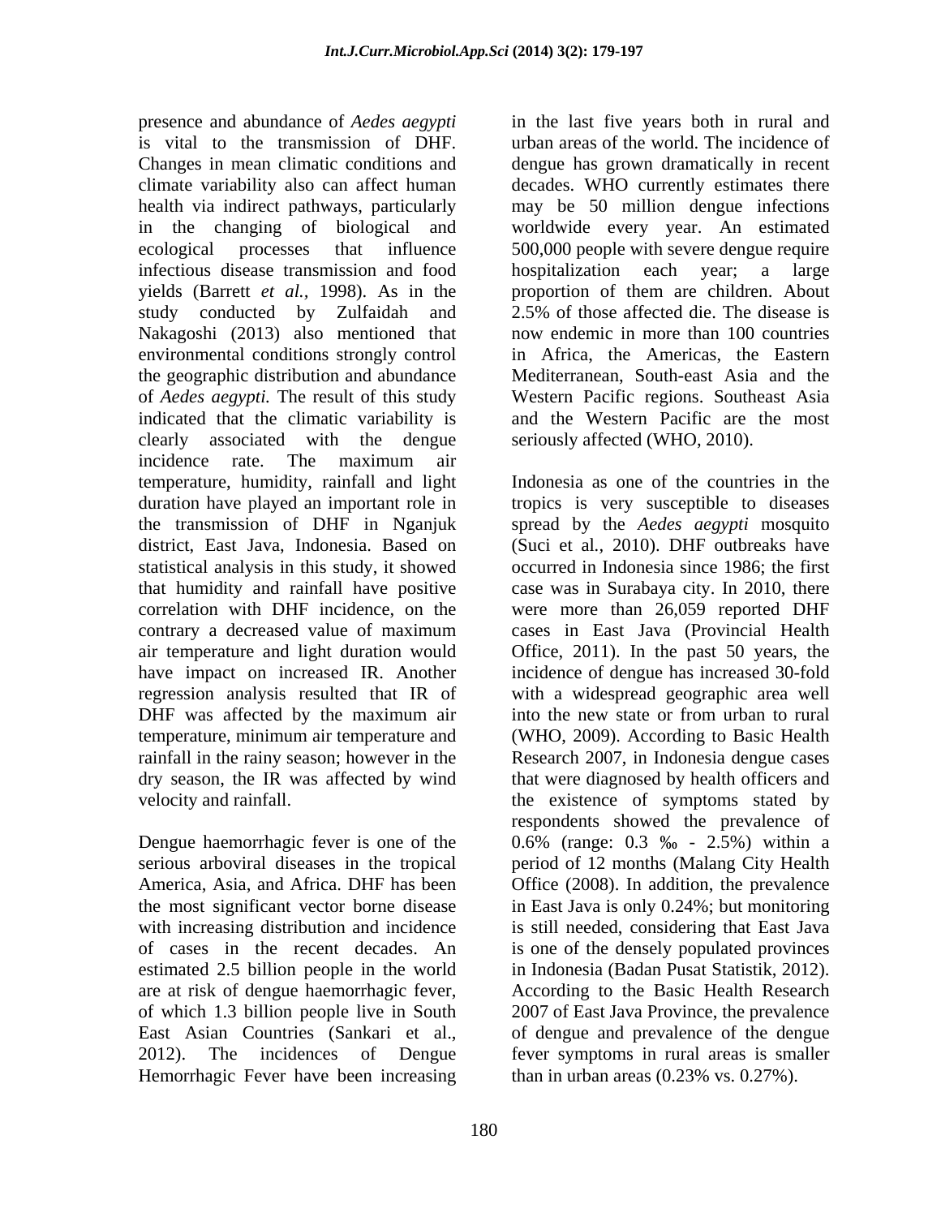presence and abundance of *Aedes aegypti* is vital to the transmission of DHF. Changes in mean climatic conditions and climate variability also can affect human health via indirect pathways, particularly in the changing of biological and ecological processes that influence infectious disease transmission and food yields (Barrett *et al.*, 1998). As in the study conducted by Zulfaidah and Nakagoshi (2013) also mentioned that environmental conditions strongly control the geographic distribution and abundance of *Aedes aegypti.* The result of this study indicated that the climatic variability is clearly associated with the dengue incidence rate. The maximum air temperature, humidity, rainfall and light duration have played an important role in the transmission of DHF in Nganjuk district, East Java, Indonesia. Based on statistical analysis in this study, it showed that humidity and rainfall have positive correlation with DHF incidence, on the contrary a decreased value of maximum air temperature and light duration would have impact on increased IR. Another regression analysis resulted that IR of DHF was affected by the maximum air temperature, minimum air temperature and rainfall in the rainy season; however in the dry season, the IR was affected by wind velocity and rainfall.

Dengue haemorrhagic fever is one of the serious arboviral diseases in the tropical America, Asia, and Africa. DHF has been the most significant vector borne disease with increasing distribution and incidence of cases in the recent decades. An estimated 2.5 billion people in the world are at risk of dengue haemorrhagic fever, of which 1.3 billion people live in South East Asian Countries (Sankari et al., 2012). The incidences of Dengue Hemorrhagic Fever have been increasing in the last five years both in rural and urban areas of the world. The incidence of dengue has grown dramatically in recent decades. WHO currently estimates there may be 50 million dengue infections worldwide every year. An estimated 500,000 people with severe dengue require hospitalization each year; a large proportion of them are children. About 2.5% of those affected die. The disease is now endemic in more than 100 countries in Africa, the Americas, the Eastern Mediterranean, South-east Asia and the Western Pacific regions. Southeast Asia and the Western Pacific are the most seriously affected (WHO, 2010).

Indonesia as one of the countries in the tropics is very susceptible to diseases spread by the *Aedes aegypti* mosquito (Suci et al., 2010). DHF outbreaks have occurred in Indonesia since 1986; the first case was in Surabaya city. In 2010, there were more than 26,059 reported DHF cases in East Java (Provincial Health Office, 2011). In the past 50 years, the incidence of dengue has increased 30-fold with a widespread geographic area well into the new state or from urban to rural (WHO, 2009). According to Basic Health Research 2007, in Indonesia dengue cases that were diagnosed by health officers and the existence of symptoms stated by respondents showed the prevalence of 0.6% (range: 0.3 ‰ - 2.5%) within a period of 12 months (Malang City Health Office (2008). In addition, the prevalence in East Java is only 0.24%; but monitoring is still needed, considering that East Java is one of the densely populated provinces in Indonesia (Badan Pusat Statistik, 2012). According to the Basic Health Research 2007 of East Java Province, the prevalence of dengue and prevalence of the dengue fever symptoms in rural areas is smaller than in urban areas (0.23% vs. 0.27%).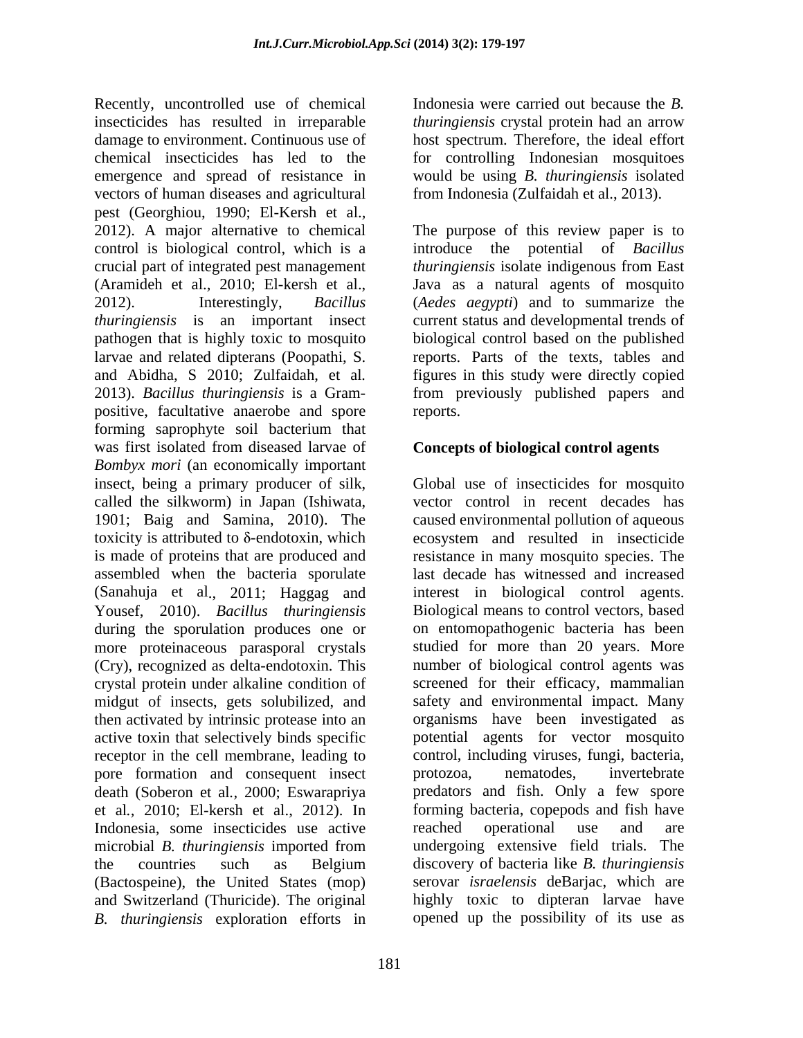Recently, uncontrolled use of chemical insecticides has resulted in irreparable damage to environment. Continuous use of chemical insecticides has led to the emergence and spread of resistance in vectors of human diseases and agricultural pest (Georghiou, 1990; El-Kersh et al., 2012). A major alternative to chemical control is biological control, which is a crucial part of integrated pest management (Aramideh et al., 2010; El-kersh et al., 2012). Interestingly, *Bacillus thuringiensis* is an important insect pathogen that is highly toxic to mosquito larvae and related dipterans (Poopathi, S. and Abidha, S 2010; Zulfaidah, et al. 2013). *Bacillus thuringiensis* is a Gram-positive, facultative anaerobe and spore forming saprophyte soil bacterium that was first isolated from diseased larvae of *Bombyx mori* (an economically important insect, being a primary producer of silk, called the silkworm) in Japan (Ishiwata, 1901; Baig and Samina, 2010). The toxicity is attributed to δ-endotoxin, which is made of proteins that are produced and assembled when the bacteria sporulate (Sanahuja et al., 2011; Haggag and Yousef, 2010). *Bacillus thuringiensis* during the sporulation produces one or more proteinaceous parasporal crystals (Cry), recognized as delta-endotoxin. This crystal protein under alkaline condition of midgut of insects, gets solubilized, and then activated by intrinsic protease into an active toxin that selectively binds specific receptor in the cell membrane, leading to pore formation and consequent insect death (Soberon et al., 2000; Eswarapriya et al., 2010; El-kersh et al., 2012). In Indonesia, some insecticides use active microbial *B. thuringiensis* imported from the countries such as Belgium (Bactospeine), the United States (mop) and Switzerland (Thuricide). The original *B. thuringiensis* exploration efforts in Indonesia were carried out because the *B. thuringiensis* crystal protein had an arrow host spectrum. Therefore, the ideal effort for controlling Indonesian mosquitoes would be using *B. thuringiensis* isolated from Indonesia (Zulfaidah et al., 2013).

The purpose of this review paper is to introduce the potential of *Bacillus thuringiensis* isolate indigenous from East Java as a natural agents of mosquito (*Aedes aegypti*) and to summarize the current status and developmental trends of biological control based on the published reports. Parts of the texts, tables and figures in this study were directly copied from previously published papers and reports.

## Concepts of biological control agents

Global use of insecticides for mosquito vector control in recent decades has caused environmental pollution of aqueous ecosystem and resulted in insecticide resistance in many mosquito species. The last decade has witnessed and increased interest in biological control agents. Biological means to control vectors, based on entomopathogenic bacteria has been studied for more than 20 years. More number of biological control agents was screened for their efficacy, mammalian safety and environmental impact. Many organisms have been investigated as potential agents for vector mosquito control, including viruses, fungi, bacteria, protozoa, nematodes, invertebrate predators and fish. Only a few spore forming bacteria, copepods and fish have reached operational use and are undergoing extensive field trials. The discovery of bacteria like *B. thuringiensis* serovar *israelensis* deBarjac, which are highly toxic to dipteran larvae have opened up the possibility of its use as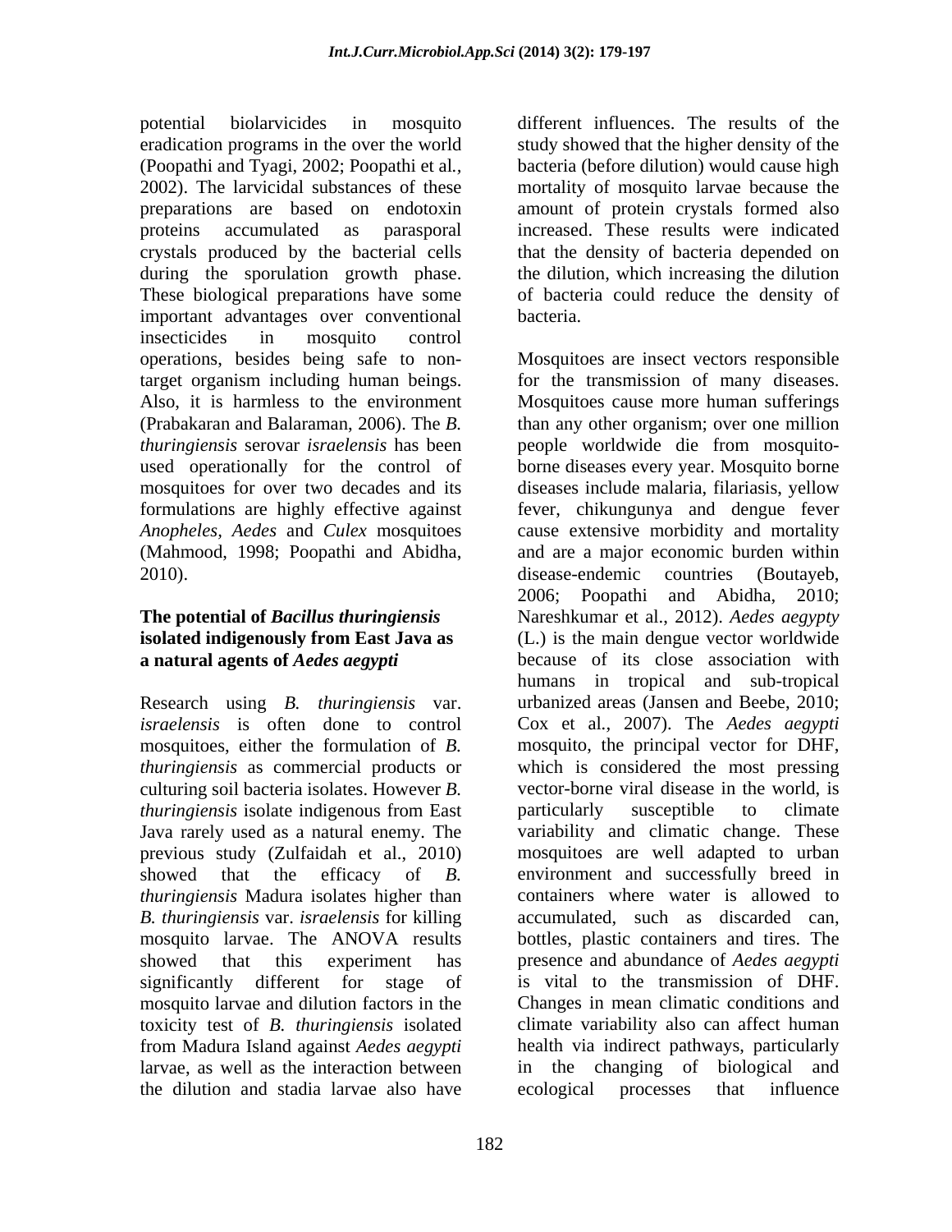potential biolarvicides in mosquito eradication programs in the over the world (Poopathi and Tyagi, 2002; Poopathi et al., 2002). The larvicidal substances of these preparations are based on endotoxin proteins accumulated as parasporal crystals produced by the bacterial cells during the sporulation growth phase. These biological preparations have some important advantages over conventional insecticides in mosquito control operations, besides being safe to non-target organism including human beings. Also, it is harmless to the environment (Prabakaran and Balaraman, 2006). The *B. thuringiensis* serovar *israelensis* has been used operationally for the control of mosquitoes for over two decades and its formulations are highly effective against *Anopheles*, *Aedes* and *Culex* mosquitoes (Mahmood, 1998; Poopathi and Abidha, 2010).

## The potential of *Bacillus thuringiensis* isolated indigenously from East Java as a natural agents of *Aedes aegypti*

Research using *B. thuringiensis* var. *israelensis* is often done to control mosquitoes, either the formulation of *B. thuringiensis* as commercial products or culturing soil bacteria isolates. However *B. thuringiensis* isolate indigenous from East Java rarely used as a natural enemy. The previous study (Zulfaidah et al., 2010) showed that the efficacy of *B. thuringiensis* Madura isolates higher than *B. thuringiensis* var. *israelensis* for killing mosquito larvae. The ANOVA results showed that this experiment has significantly different for stage of mosquito larvae and dilution factors in the toxicity test of *B. thuringiensis* isolated from Madura Island against *Aedes aegypti* larvae, as well as the interaction between the dilution and stadia larvae also have different influences. The results of the study showed that the higher density of the bacteria (before dilution) would cause high mortality of mosquito larvae because the amount of protein crystals formed also increased. These results were indicated that the density of bacteria depended on the dilution, which increasing the dilution of bacteria could reduce the density of bacteria.

Mosquitoes are insect vectors responsible for the transmission of many diseases. Mosquitoes cause more human sufferings than any other organism; over one million people worldwide die from mosquito-borne diseases every year. Mosquito borne diseases include malaria, filariasis, yellow fever, chikungunya and dengue fever cause extensive morbidity and mortality and are a major economic burden within disease-endemic countries (Boutayeb, 2006; Poopathi and Abidha, 2010; Nareshkumar et al., 2012). *Aedes aegypty* (L.) is the main dengue vector worldwide because of its close association with humans in tropical and sub-tropical urbanized areas (Jansen and Beebe, 2010; Cox et al., 2007). The *Aedes aegypti* mosquito, the principal vector for DHF, which is considered the most pressing vector-borne viral disease in the world, is particularly susceptible to climate variability and climatic change. These mosquitoes are well adapted to urban environment and successfully breed in containers where water is allowed to accumulated, such as discarded can, bottles, plastic containers and tires. The presence and abundance of *Aedes aegypti* is vital to the transmission of DHF. Changes in mean climatic conditions and climate variability also can affect human health via indirect pathways, particularly in the changing of biological and ecological processes that influence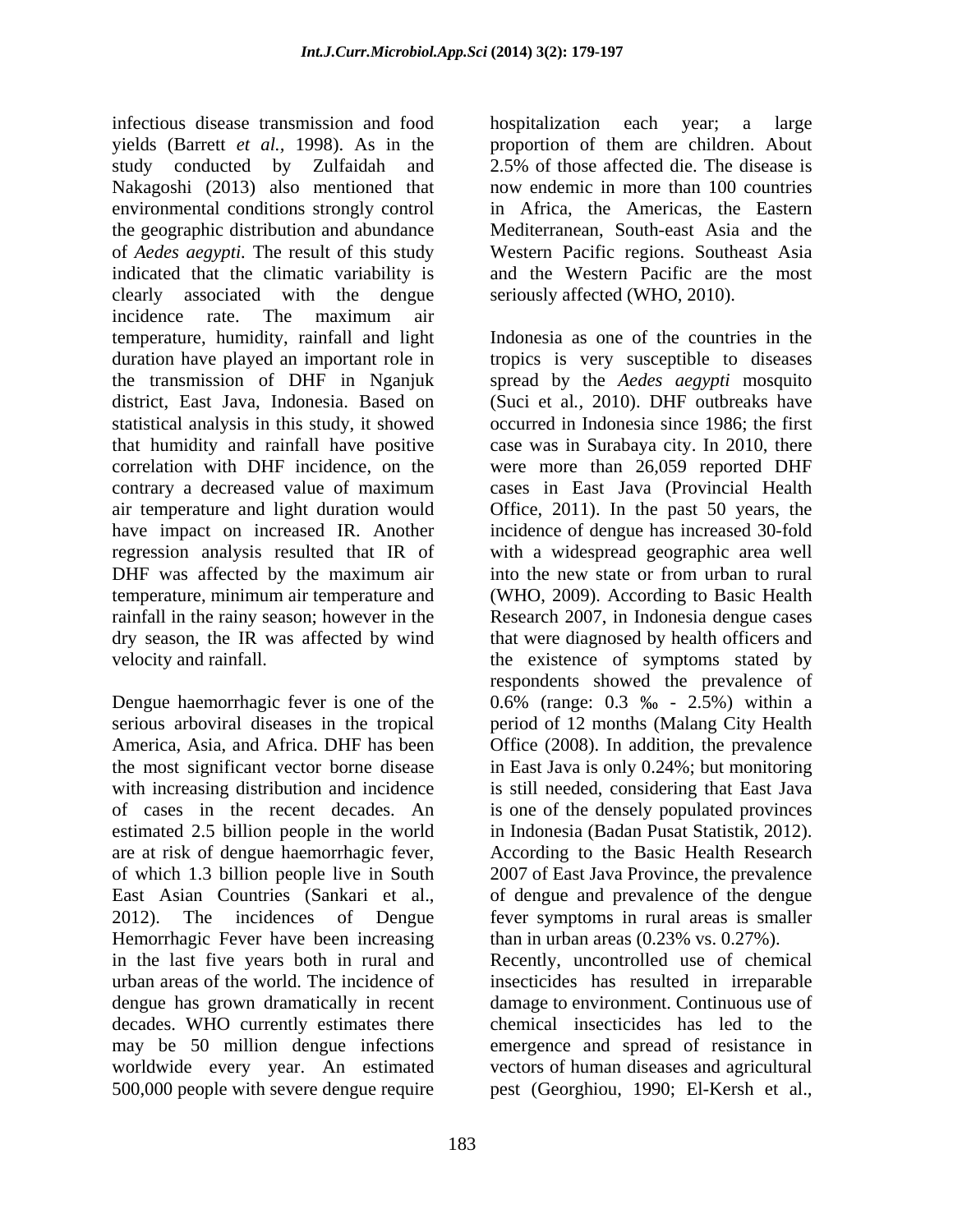infectious disease transmission and food yields (Barrett *et al.,* 1998). As in the study conducted by Zulfaidah and Nakagoshi (2013) also mentioned that environmental conditions strongly control the geographic distribution and abundance of *Aedes aegypti.* The result of this study indicated that the climatic variability is clearly associated with the dengue incidence rate. The maximum air temperature, humidity, rainfall and light duration have played an important role in the transmission of DHF in Nganjuk district, East Java, Indonesia. Based on statistical analysis in this study, it showed that humidity and rainfall have positive correlation with DHF incidence, on the contrary a decreased value of maximum air temperature and light duration would have impact on increased IR. Another regression analysis resulted that IR of DHF was affected by the maximum air temperature, minimum air temperature and rainfall in the rainy season; however in the dry season, the IR was affected by wind velocity and rainfall.

Dengue haemorrhagic fever is one of the serious arboviral diseases in the tropical America, Asia, and Africa. DHF has been the most significant vector borne disease with increasing distribution and incidence of cases in the recent decades. An estimated 2.5 billion people in the world are at risk of dengue haemorrhagic fever, of which 1.3 billion people live in South East Asian Countries (Sankari et al., 2012). The incidences of Dengue Hemorrhagic Fever have been increasing in the last five years both in rural and urban areas of the world. The incidence of dengue has grown dramatically in recent decades. WHO currently estimates there may be 50 million dengue infections worldwide every year. An estimated 500,000 people with severe dengue require hospitalization each year; a large proportion of them are children. About 2.5% of those affected die. The disease is now endemic in more than 100 countries in Africa, the Americas, the Eastern Mediterranean, South-east Asia and the Western Pacific regions. Southeast Asia and the Western Pacific are the most seriously affected (WHO, 2010).

Indonesia as one of the countries in the tropics is very susceptible to diseases spread by the *Aedes aegypti* mosquito (Suci et al*.*, 2010). DHF outbreaks have occurred in Indonesia since 1986; the first case was in Surabaya city. In 2010, there were more than 26,059 reported DHF cases in East Java (Provincial Health Office, 2011). In the past 50 years, the incidence of dengue has increased 30-fold with a widespread geographic area well into the new state or from urban to rural (WHO, 2009). According to Basic Health Research 2007, in Indonesia dengue cases that were diagnosed by health officers and the existence of symptoms stated by respondents showed the prevalence of 0.6% (range: 0.3 ‰ - 2.5%) within a period of 12 months (Malang City Health Office (2008). In addition, the prevalence in East Java is only 0.24%; but monitoring is still needed, considering that East Java is one of the densely populated provinces in Indonesia (Badan Pusat Statistik, 2012). According to the Basic Health Research 2007 of East Java Province, the prevalence of dengue and prevalence of the dengue fever symptoms in rural areas is smaller than in urban areas (0.23% vs. 0.27%).
Recently, uncontrolled use of chemical insecticides has resulted in irreparable damage to environment. Continuous use of chemical insecticides has led to the emergence and spread of resistance in vectors of human diseases and agricultural pest (Georghiou, 1990; El-Kersh et al.,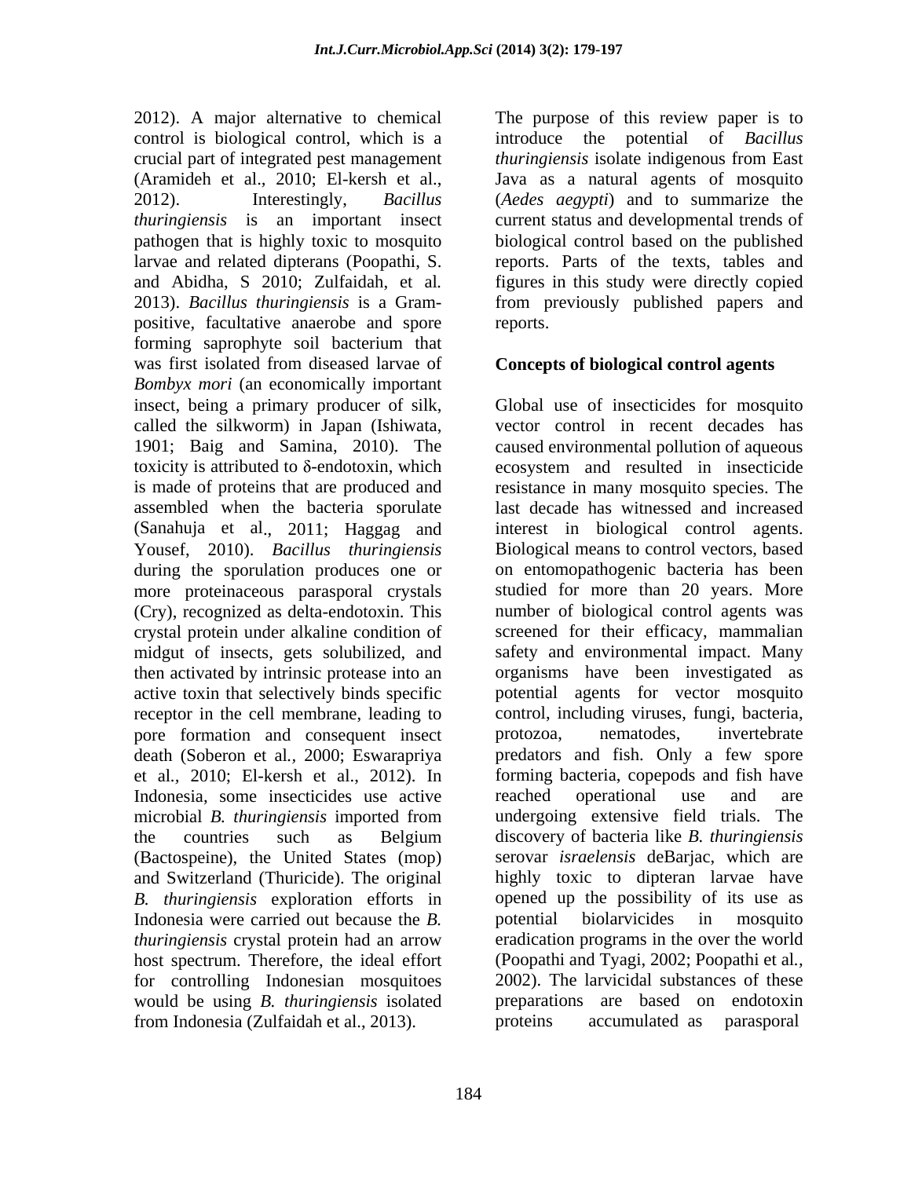2012). A major alternative to chemical control is biological control, which is a crucial part of integrated pest management (Aramideh et al., 2010; El-kersh et al., 2012). Interestingly, *Bacillus thuringiensis* is an important insect pathogen that is highly toxic to mosquito larvae and related dipterans (Poopathi, S. and Abidha, S 2010; Zulfaidah, et al. 2013). *Bacillus thuringiensis* is a Gram-positive, facultative anaerobe and spore forming saprophyte soil bacterium that was first isolated from diseased larvae of *Bombyx mori* (an economically important insect, being a primary producer of silk, called the silkworm) in Japan (Ishiwata, 1901; Baig and Samina, 2010). The toxicity is attributed to δ-endotoxin, which is made of proteins that are produced and assembled when the bacteria sporulate (Sanahuja et al., 2011; Haggag and Yousef, 2010). *Bacillus thuringiensis* during the sporulation produces one or more proteinaceous parasporal crystals (Cry), recognized as delta-endotoxin. This crystal protein under alkaline condition of midgut of insects, gets solubilized, and then activated by intrinsic protease into an active toxin that selectively binds specific receptor in the cell membrane, leading to pore formation and consequent insect death (Soberon et al., 2000; Eswarapriya et al., 2010; El-kersh et al., 2012). In Indonesia, some insecticides use active microbial *B. thuringiensis* imported from the countries such as Belgium (Bactospeine), the United States (mop) and Switzerland (Thuricide). The original *B. thuringiensis* exploration efforts in Indonesia were carried out because the *B. thuringiensis* crystal protein had an arrow host spectrum. Therefore, the ideal effort for controlling Indonesian mosquitoes would be using *B. thuringiensis* isolated from Indonesia (Zulfaidah et al., 2013).

The purpose of this review paper is to introduce the potential of *Bacillus thuringiensis* isolate indigenous from East Java as a natural agents of mosquito (*Aedes aegypti*) and to summarize the current status and developmental trends of biological control based on the published reports. Parts of the texts, tables and figures in this study were directly copied from previously published papers and reports.

## Concepts of biological control agents

Global use of insecticides for mosquito vector control in recent decades has caused environmental pollution of aqueous ecosystem and resulted in insecticide resistance in many mosquito species. The last decade has witnessed and increased interest in biological control agents. Biological means to control vectors, based on entomopathogenic bacteria has been studied for more than 20 years. More number of biological control agents was screened for their efficacy, mammalian safety and environmental impact. Many organisms have been investigated as potential agents for vector mosquito control, including viruses, fungi, bacteria, protozoa, nematodes, invertebrate predators and fish. Only a few spore forming bacteria, copepods and fish have reached operational use and are undergoing extensive field trials. The discovery of bacteria like *B. thuringiensis* serovar *israelensis* deBarjac, which are highly toxic to dipteran larvae have opened up the possibility of its use as potential biolarvicides in mosquito eradication programs in the over the world (Poopathi and Tyagi, 2002; Poopathi et al., 2002). The larvicidal substances of these preparations are based on endotoxin proteins accumulated as parasporal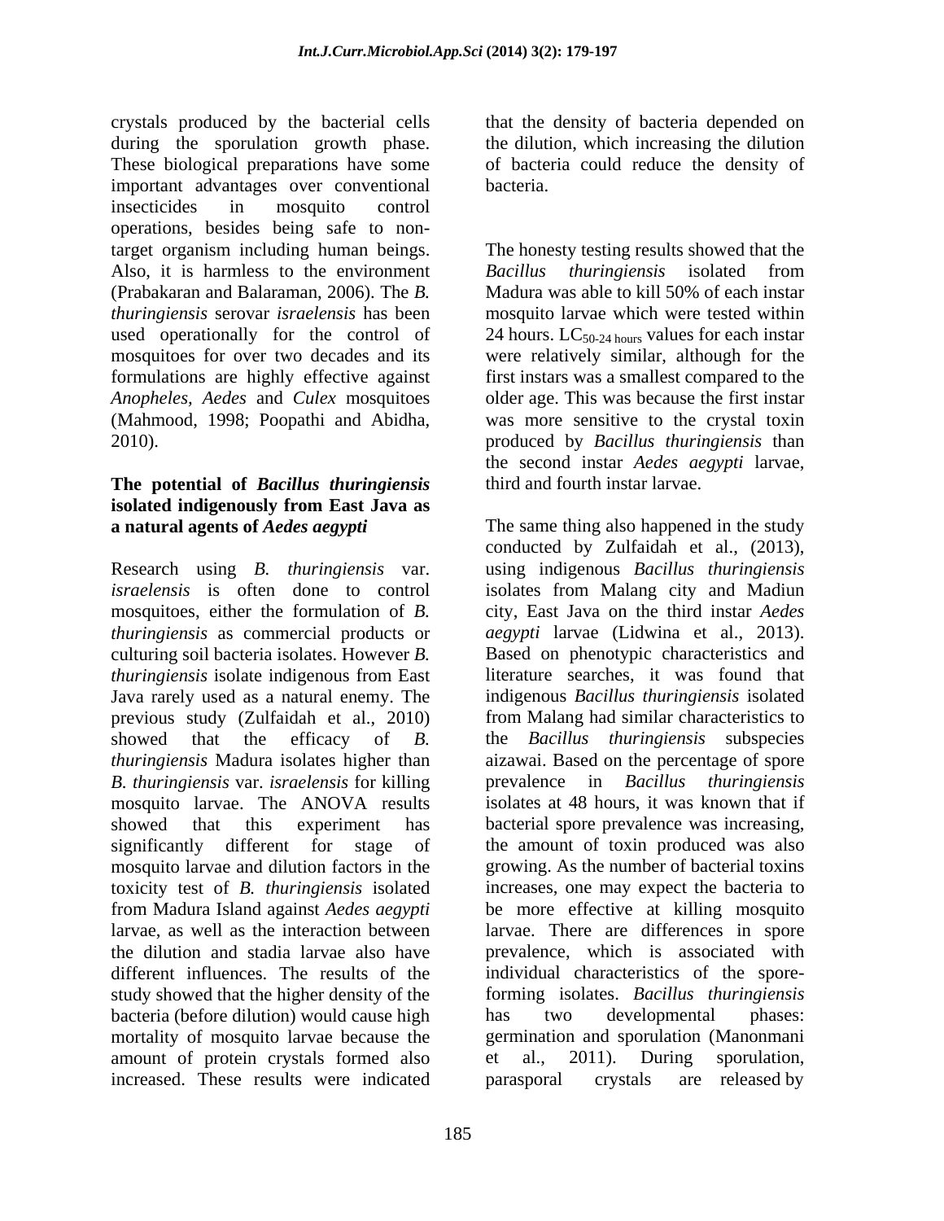crystals produced by the bacterial cells during the sporulation growth phase. These biological preparations have some important advantages over conventional insecticides in mosquito control operations, besides being safe to non-target organism including human beings. Also, it is harmless to the environment (Prabakaran and Balaraman, 2006). The *B. thuringiensis* serovar *israelensis* has been used operationally for the control of mosquitoes for over two decades and its formulations are highly effective against *Anopheles, Aedes* and *Culex* mosquitoes (Mahmood, 1998; Poopathi and Abidha, 2010).

## The potential of *Bacillus thuringiensis* isolated indigenously from East Java as a natural agents of *Aedes aegypti*

Research using *B. thuringiensis* var. *israelensis* is often done to control mosquitoes, either the formulation of *B. thuringiensis* as commercial products or culturing soil bacteria isolates. However *B. thuringiensis* isolate indigenous from East Java rarely used as a natural enemy. The previous study (Zulfaidah et al., 2010) showed that the efficacy of *B. thuringiensis* Madura isolates higher than *B. thuringiensis* var. *israelensis* for killing mosquito larvae. The ANOVA results showed that this experiment has significantly different for stage of mosquito larvae and dilution factors in the toxicity test of *B. thuringiensis* isolated from Madura Island against *Aedes aegypti* larvae, as well as the interaction between the dilution and stadia larvae also have different influences. The results of the study showed that the higher density of the bacteria (before dilution) would cause high mortality of mosquito larvae because the amount of protein crystals formed also increased. These results were indicated that the density of bacteria depended on the dilution, which increasing the dilution of bacteria could reduce the density of bacteria.

The honesty testing results showed that the *Bacillus thuringiensis* isolated from Madura was able to kill 50% of each instar mosquito larvae which were tested within 24 hours. $LC_{50\text{-}24\ hours}$ values for each instar were relatively similar, although for the first instars was a smallest compared to the older age. This was because the first instar was more sensitive to the crystal toxin produced by *Bacillus thuringiensis* than the second instar *Aedes aegypti* larvae, third and fourth instar larvae.

The same thing also happened in the study conducted by Zulfaidah et al., (2013), using indigenous *Bacillus thuringiensis* isolates from Malang city and Madiun city, East Java on the third instar *Aedes aegypti* larvae (Lidwina et al., 2013). Based on phenotypic characteristics and literature searches, it was found that indigenous *Bacillus thuringiensis* isolated from Malang had similar characteristics to the *Bacillus thuringiensis* subspecies aizawai. Based on the percentage of spore prevalence in *Bacillus thuringiensis* isolates at 48 hours, it was known that if bacterial spore prevalence was increasing, the amount of toxin produced was also growing. As the number of bacterial toxins increases, one may expect the bacteria to be more effective at killing mosquito larvae. There are differences in spore prevalence, which is associated with individual characteristics of the spore-forming isolates. *Bacillus thuringiensis* has two developmental phases: germination and sporulation (Manonmani et al., 2011). During sporulation, parasporal crystals are released by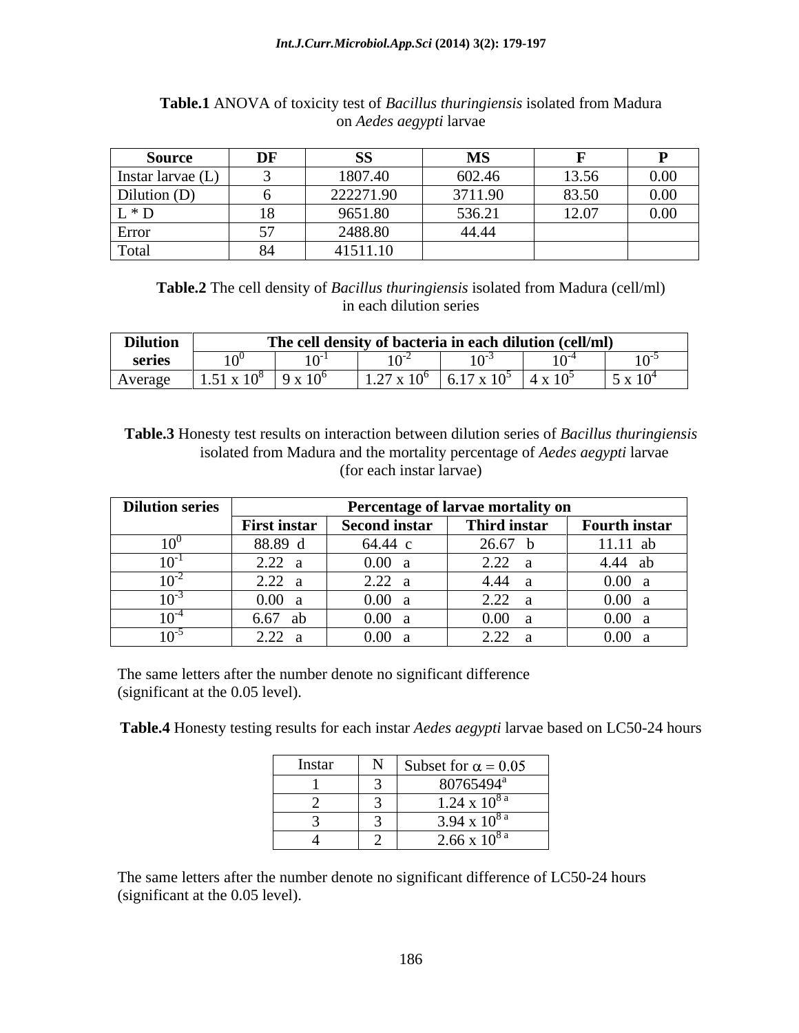**Table.1** ANOVA of toxicity test of *Bacillus thuringiensis* isolated from Madura on *Aedes aegypti* larvae

| Source | DF | SS | MS | F | P |
|---|---|---|---|---|---|
| Instar larvae (L) | 3 | 1807.40 | 602.46 | 13.56 | 0.00 |
| Dilution (D) | 6 | 222271.90 | 3711.90 | 83.50 | 0.00 |
| L * D | 18 | 9651.80 | 536.21 | 12.07 | 0.00 |
| Error | 57 | 2488.80 | 44.44 | | |
| Total | 84 | 41511.10 | | | |

**Table.2** The cell density of *Bacillus thuringiensis* isolated from Madura (cell/ml) in each dilution series

| Dilution series | The cell density of bacteria in each dilution (cell/ml) | | | | | |
|---|---|---|---|---|---|---|
| | $10^0$ | $10^{-1}$ | $10^{-2}$ | $10^{-3}$ | $10^{-4}$ | $10^{-5}$ |
| Average | $1.51 \times 10^8$ | $9 \times 10^6$ | $1.27 \times 10^6$ | $6.17 \times 10^5$ | $4 \times 10^5$ | $5 \times 10^4$ |

**Table.3** Honesty test results on interaction between dilution series of *Bacillus thuringiensis* isolated from Madura and the mortality percentage of *Aedes aegypti* larvae (for each instar larvae)

| Dilution series | Percentage of larvae mortality on | | | |
|---|---|---|---|---|
| | First instar | Second instar | Third instar | Fourth instar |
| $10^0$ | 88.89 d | 64.44 c | 26.67 b | 11.11 ab |
| $10^{-1}$ | 2.22 a | 0.00 a | 2.22 a | 4.44 ab |
| $10^{-2}$ | 2.22 a | 2.22 a | 4.44 a | 0.00 a |
| $10^{-3}$ | 0.00 a | 0.00 a | 2.22 a | 0.00 a |
| $10^{-4}$ | 6.67 ab | 0.00 a | 0.00 a | 0.00 a |
| $10^{-5}$ | 2.22 a | 0.00 a | 2.22 a | 0.00 a |

The same letters after the number denote no significant difference (significant at the 0.05 level).

**Table.4** Honesty testing results for each instar *Aedes aegypti* larvae based on LC50-24 hours

| Instar | N | Subset for $\alpha = 0.05$ |
|---|---|---|
| 1 | 3 | $80765494^a$ |
| 2 | 3 | $1.24 \times 10^{8\,a}$ |
| 3 | 3 | $3.94 \times 10^{8\,a}$ |
| 4 | 2 | $2.66 \times 10^{8\,a}$ |

The same letters after the number denote no significant difference of LC50-24 hours (significant at the 0.05 level).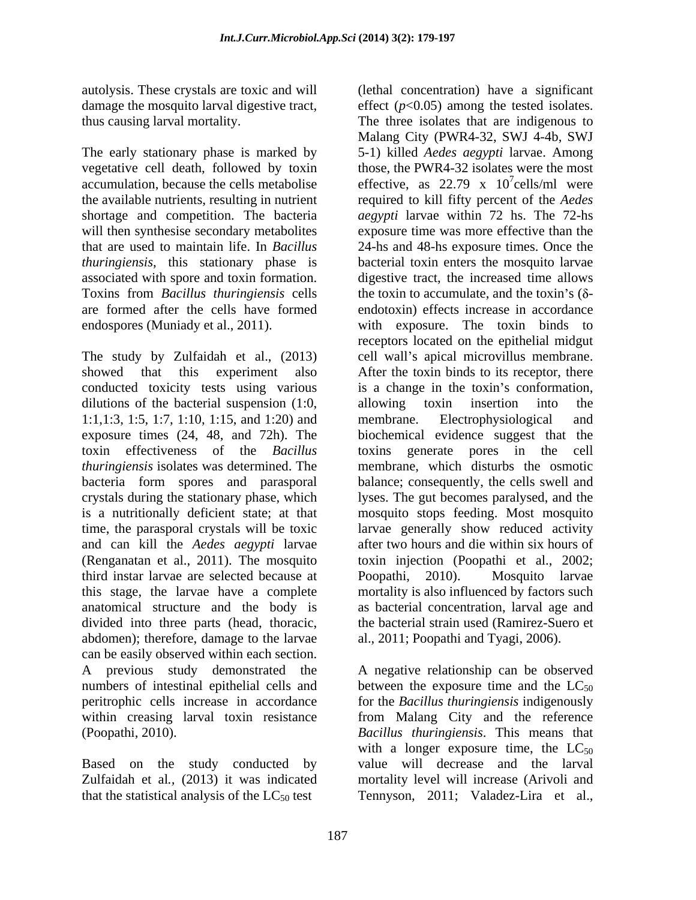autolysis. These crystals are toxic and will damage the mosquito larval digestive tract, thus causing larval mortality.

The early stationary phase is marked by vegetative cell death, followed by toxin accumulation, because the cells metabolise the available nutrients, resulting in nutrient shortage and competition. The bacteria will then synthesise secondary metabolites that are used to maintain life. In *Bacillus thuringiensis*, this stationary phase is associated with spore and toxin formation. Toxins from *Bacillus thuringiensis* cells are formed after the cells have formed endospores (Muniady et al., 2011).

The study by Zulfaidah et al., (2013) showed that this experiment also conducted toxicity tests using various dilutions of the bacterial suspension (1:0, 1:1,1:3, 1:5, 1:7, 1:10, 1:15, and 1:20) and exposure times (24, 48, and 72h). The toxin effectiveness of the *Bacillus thuringiensis* isolates was determined. The bacteria form spores and parasporal crystals during the stationary phase, which is a nutritionally deficient state; at that time, the parasporal crystals will be toxic and can kill the *Aedes aegypti* larvae (Renganatan et al., 2011). The mosquito third instar larvae are selected because at this stage, the larvae have a complete anatomical structure and the body is divided into three parts (head, thoracic, abdomen); therefore, damage to the larvae can be easily observed within each section. A previous study demonstrated the numbers of intestinal epithelial cells and peritrophic cells increase in accordance within creasing larval toxin resistance (Poopathi, 2010).

Based on the study conducted by Zulfaidah et al., (2013) it was indicated that the statistical analysis of the $LC_{50}$ test (lethal concentration) have a significant effect ($p$<0.05) among the tested isolates. The three isolates that are indigenous to Malang City (PWR4-32, SWJ 4-4b, SWJ 5-1) killed *Aedes aegypti* larvae. Among those, the PWR4-32 isolates were the most effective, as 22.79 x $10^7$cells/ml were required to kill fifty percent of the *Aedes aegypti* larvae within 72 hs. The 72-hs exposure time was more effective than the 24-hs and 48-hs exposure times. Once the bacterial toxin enters the mosquito larvae digestive tract, the increased time allows the toxin to accumulate, and the toxin's (δ-endotoxin) effects increase in accordance with exposure. The toxin binds to receptors located on the epithelial midgut cell wall's apical microvillus membrane. After the toxin binds to its receptor, there is a change in the toxin's conformation, allowing toxin insertion into the membrane. Electrophysiological and biochemical evidence suggest that the toxins generate pores in the cell membrane, which disturbs the osmotic balance; consequently, the cells swell and lyses. The gut becomes paralysed, and the mosquito stops feeding. Most mosquito larvae generally show reduced activity after two hours and die within six hours of toxin injection (Poopathi et al., 2002; Poopathi, 2010). Mosquito larvae mortality is also influenced by factors such as bacterial concentration, larval age and the bacterial strain used (Ramirez-Suero et al., 2011; Poopathi and Tyagi, 2006).

A negative relationship can be observed between the exposure time and the $LC_{50}$ for the *Bacillus thuringiensis* indigenously from Malang City and the reference *Bacillus thuringiensis*. This means that with a longer exposure time, the $LC_{50}$ value will decrease and the larval mortality level will increase (Arivoli and Tennyson, 2011; Valadez-Lira et al.,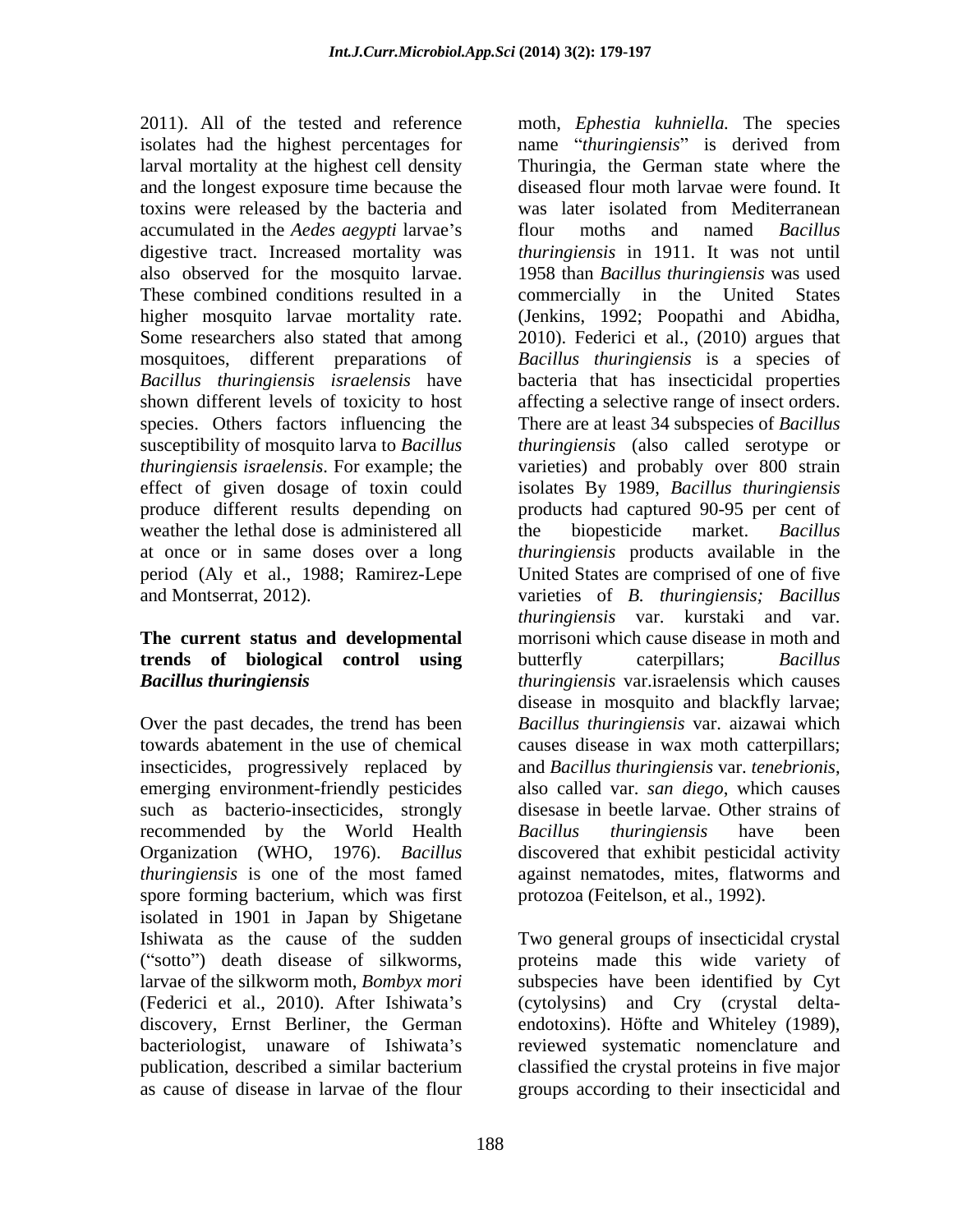2011). All of the tested and reference isolates had the highest percentages for larval mortality at the highest cell density and the longest exposure time because the toxins were released by the bacteria and accumulated in the *Aedes aegypti* larvae's digestive tract. Increased mortality was also observed for the mosquito larvae. These combined conditions resulted in a higher mosquito larvae mortality rate. Some researchers also stated that among mosquitoes, different preparations of *Bacillus thuringiensis israelensis* have shown different levels of toxicity to host species. Others factors influencing the susceptibility of mosquito larva to *Bacillus thuringiensis israelensis*. For example; the effect of given dosage of toxin could produce different results depending on weather the lethal dose is administered all at once or in same doses over a long period (Aly et al., 1988; Ramirez-Lepe and Montserrat, 2012).

## The current status and developmental trends of biological control using *Bacillus thuringiensis*

Over the past decades, the trend has been towards abatement in the use of chemical insecticides, progressively replaced by emerging environment-friendly pesticides such as bacterio-insecticides, strongly recommended by the World Health Organization (WHO, 1976). *Bacillus thuringiensis* is one of the most famed spore forming bacterium, which was first isolated in 1901 in Japan by Shigetane Ishiwata as the cause of the sudden ("sotto") death disease of silkworms, larvae of the silkworm moth, *Bombyx mori* (Federici et al., 2010). After Ishiwata's discovery, Ernst Berliner, the German bacteriologist, unaware of Ishiwata's publication, described a similar bacterium as cause of disease in larvae of the flour moth, *Ephestia kuhniella.* The species name "*thuringiensis*" is derived from Thuringia, the German state where the diseased flour moth larvae were found. It was later isolated from Mediterranean flour moths and named *Bacillus thuringiensis* in 1911. It was not until 1958 than *Bacillus thuringiensis* was used commercially in the United States (Jenkins, 1992; Poopathi and Abidha, 2010). Federici et al., (2010) argues that *Bacillus thuringiensis* is a species of bacteria that has insecticidal properties affecting a selective range of insect orders. There are at least 34 subspecies of *Bacillus thuringiensis* (also called serotype or varieties) and probably over 800 strain isolates By 1989, *Bacillus thuringiensis* products had captured 90-95 per cent of the biopesticide market. *Bacillus thuringiensis* products available in the United States are comprised of one of five varieties of *B. thuringiensis; Bacillus thuringiensis* var. kurstaki and var. morrisoni which cause disease in moth and butterfly caterpillars; *Bacillus thuringiensis* var.israelensis which causes disease in mosquito and blackfly larvae; *Bacillus thuringiensis* var. aizawai which causes disease in wax moth catterpillars; and *Bacillus thuringiensis* var. *tenebrionis*, also called var. *san diego*, which causes disesase in beetle larvae. Other strains of *Bacillus thuringiensis* have been discovered that exhibit pesticidal activity against nematodes, mites, flatworms and protozoa (Feitelson, et al., 1992).

Two general groups of insecticidal crystal proteins made this wide variety of subspecies have been identified by Cyt (cytolysins) and Cry (crystal delta-endotoxins). Höfte and Whiteley (1989), reviewed systematic nomenclature and classified the crystal proteins in five major groups according to their insecticidal and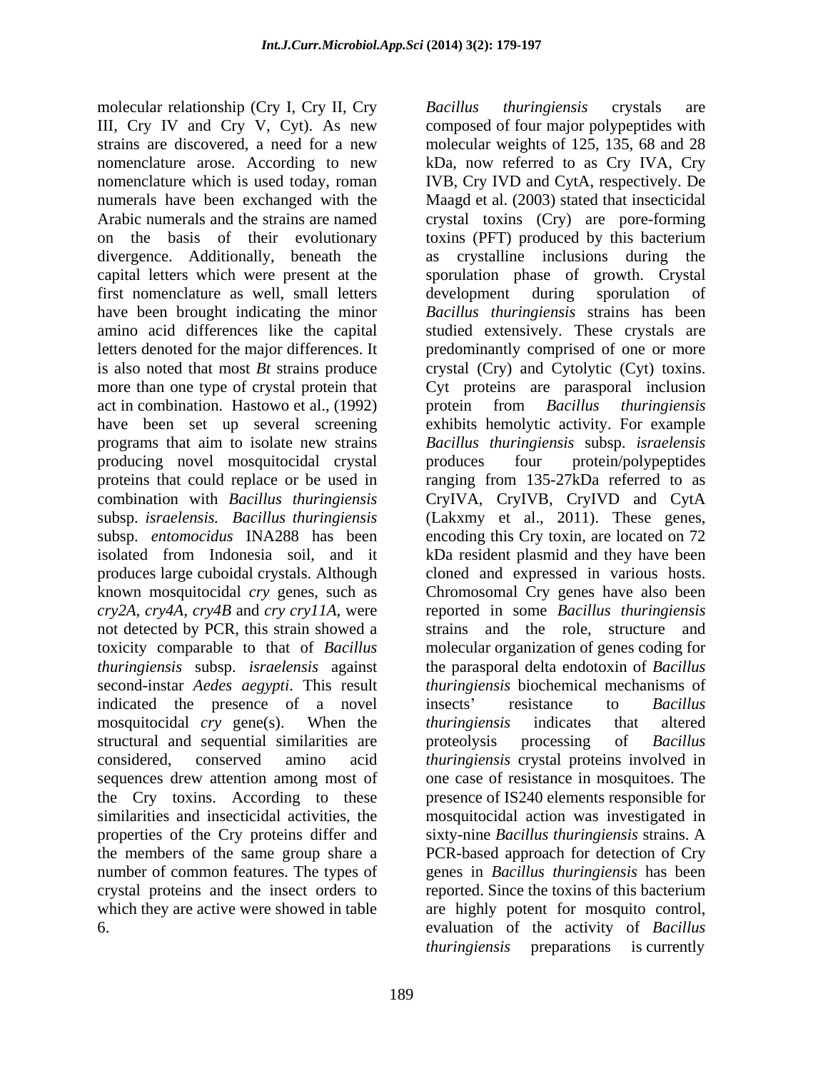molecular relationship (Cry I, Cry II, Cry III, Cry IV and Cry V, Cyt). As new strains are discovered, a need for a new nomenclature arose. According to new nomenclature which is used today, roman numerals have been exchanged with the Arabic numerals and the strains are named on the basis of their evolutionary divergence. Additionally, beneath the capital letters which were present at the first nomenclature as well, small letters have been brought indicating the minor amino acid differences like the capital letters denoted for the major differences. It is also noted that most *Bt* strains produce more than one type of crystal protein that act in combination. Hastowo et al., (1992) have been set up several screening programs that aim to isolate new strains producing novel mosquitocidal crystal proteins that could replace or be used in combination with *Bacillus thuringiensis* subsp. *israelensis. Bacillus thuringiensis* subsp. *entomocidus* INA288 has been isolated from Indonesia soil, and it produces large cuboidal crystals. Although known mosquitocidal *cry* genes, such as *cry2A, cry4A, cry4B* and *cry cry11A*, were not detected by PCR, this strain showed a toxicity comparable to that of *Bacillus thuringiensis* subsp. *israelensis* against second-instar *Aedes aegypti*. This result indicated the presence of a novel mosquitocidal *cry* gene(s). When the structural and sequential similarities are considered, conserved amino acid sequences drew attention among most of the Cry toxins. According to these similarities and insecticidal activities, the properties of the Cry proteins differ and the members of the same group share a number of common features. The types of crystal proteins and the insect orders to which they are active were showed in table 6.

*Bacillus thuringiensis* crystals are composed of four major polypeptides with molecular weights of 125, 135, 68 and 28 kDa, now referred to as Cry IVA, Cry IVB, Cry IVD and CytA, respectively. De Maagd et al. (2003) stated that insecticidal crystal toxins (Cry) are pore-forming toxins (PFT) produced by this bacterium as crystalline inclusions during the sporulation phase of growth. Crystal development during sporulation of *Bacillus thuringiensis* strains has been studied extensively. These crystals are predominantly comprised of one or more crystal (Cry) and Cytolytic (Cyt) toxins. Cyt proteins are parasporal inclusion protein from *Bacillus thuringiensis* exhibits hemolytic activity. For example *Bacillus thuringiensis* subsp. *israelensis* produces four protein/polypeptides ranging from 135-27kDa referred to as CryIVA, CryIVB, CryIVD and CytA (Lakxmy et al., 2011). These genes, encoding this Cry toxin, are located on 72 kDa resident plasmid and they have been cloned and expressed in various hosts. Chromosomal Cry genes have also been reported in some *Bacillus thuringiensis* strains and the role, structure and molecular organization of genes coding for the parasporal delta endotoxin of *Bacillus thuringiensis* biochemical mechanisms of insects' resistance to *Bacillus thuringiensis* indicates that altered proteolysis processing of *Bacillus thuringiensis* crystal proteins involved in one case of resistance in mosquitoes. The presence of IS240 elements responsible for mosquitocidal action was investigated in sixty-nine *Bacillus thuringiensis* strains. A PCR-based approach for detection of Cry genes in *Bacillus thuringiensis* has been reported. Since the toxins of this bacterium are highly potent for mosquito control, evaluation of the activity of *Bacillus thuringiensis* preparations is currently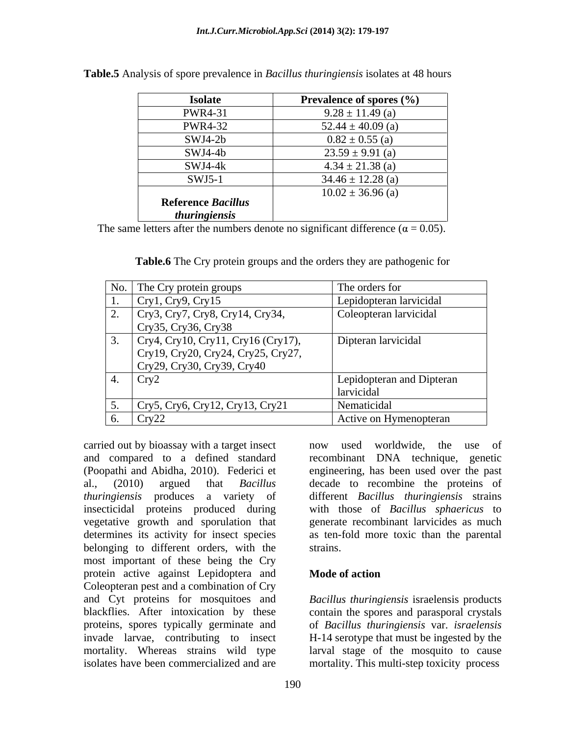**Table.5** Analysis of spore prevalence in *Bacillus thuringiensis* isolates at 48 hours

| Isolate | Prevalence of spores (%) |
|---|---|
| PWR4-31 | 9.28 ± 11.49 (a) |
| PWR4-32 | 52.44 ± 40.09 (a) |
| SWJ4-2b | 0.82 ± 0.55 (a) |
| SWJ4-4b | 23.59 ± 9.91 (a) |
| SWJ4-4k | 4.34 ± 21.38 (a) |
| SWJ5-1 | 34.46 ± 12.28 (a) |
| **Reference *Bacillus thuringiensis*** | 10.02 ± 36.96 (a) |

The same letters after the numbers denote no significant difference ($\alpha = 0.05$).

**Table.6** The Cry protein groups and the orders they are pathogenic for

| No. | The Cry protein groups | The orders for |
|---|---|---|
| 1. | Cry1, Cry9, Cry15 | Lepidopteran larvicidal |
| 2. | Cry3, Cry7, Cry8, Cry14, Cry34, Cry35, Cry36, Cry38 | Coleopteran larvicidal |
| 3. | Cry4, Cry10, Cry11, Cry16 (Cry17), Cry19, Cry20, Cry24, Cry25, Cry27, Cry29, Cry30, Cry39, Cry40 | Dipteran larvicidal |
| 4. | Cry2 | Lepidopteran and Dipteran larvicidal |
| 5. | Cry5, Cry6, Cry12, Cry13, Cry21 | Nematicidal |
| 6. | Cry22 | Active on Hymenopteran |

carried out by bioassay with a target insect and compared to a defined standard (Poopathi and Abidha, 2010). Federici et al., (2010) argued that *Bacillus thuringiensis* produces a variety of insecticidal proteins produced during vegetative growth and sporulation that determines its activity for insect species belonging to different orders, with the most important of these being the Cry protein active against Lepidoptera and Coleopteran pest and a combination of Cry and Cyt proteins for mosquitoes and blackflies. After intoxication by these proteins, spores typically germinate and invade larvae, contributing to insect mortality. Whereas strains wild type isolates have been commercialized and are now used worldwide, the use of recombinant DNA technique, genetic engineering, has been used over the past decade to recombine the proteins of different *Bacillus thuringiensis* strains with those of *Bacillus sphaericus* to generate recombinant larvicides as much as ten-fold more toxic than the parental strains.

## Mode of action

*Bacillus thuringiensis* israelensis products contain the spores and parasporal crystals of *Bacillus thuringiensis* var. *israelensis* H-14 serotype that must be ingested by the larval stage of the mosquito to cause mortality. This multi-step toxicity process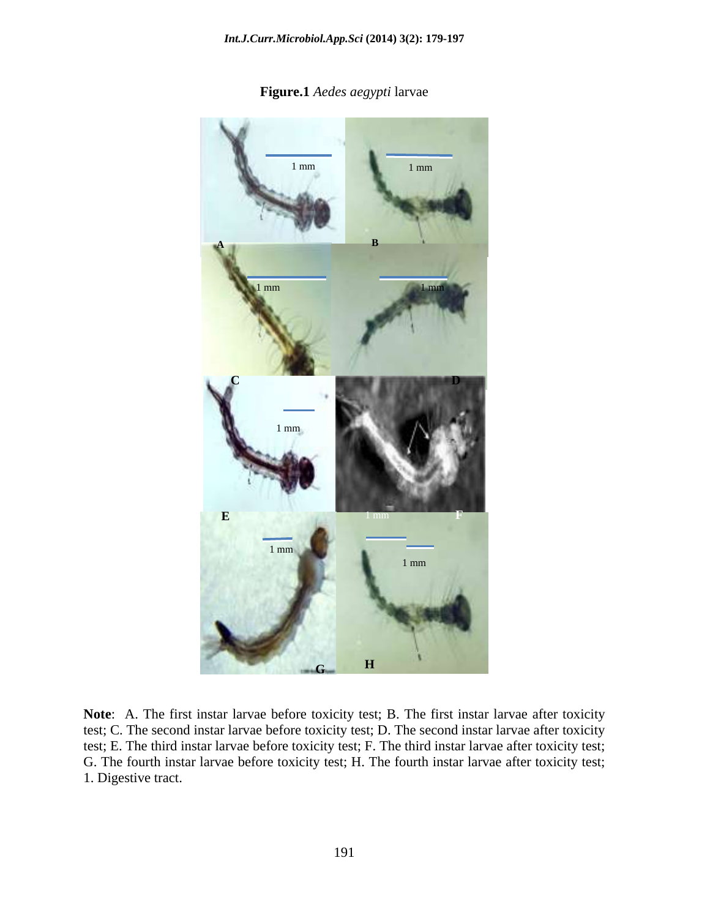**Figure.1** *Aedes aegypti* larvae

**Note**: A. The first instar larvae before toxicity test; B. The first instar larvae after toxicity test; C. The second instar larvae before toxicity test; D. The second instar larvae after toxicity test; E. The third instar larvae before toxicity test; F. The third instar larvae after toxicity test; G. The fourth instar larvae before toxicity test; H. The fourth instar larvae after toxicity test; 1. Digestive tract.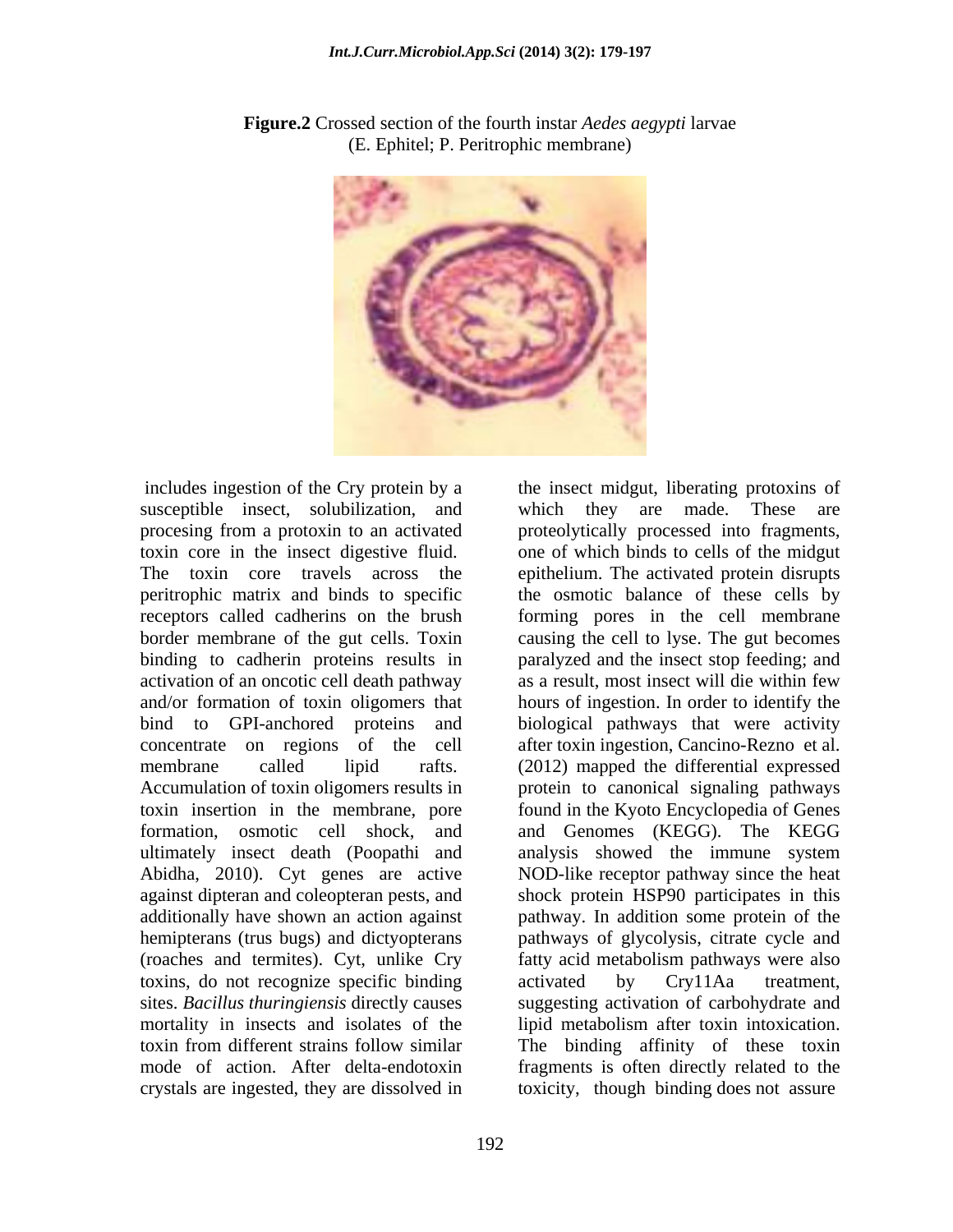**Figure.2** Crossed section of the fourth instar *Aedes aegypti* larvae (E. Ephitel; P. Peritrophic membrane)

includes ingestion of the Cry protein by a susceptible insect, solubilization, and procesing from a protoxin to an activated toxin core in the insect digestive fluid. The toxin core travels across the peritrophic matrix and binds to specific receptors called cadherins on the brush border membrane of the gut cells. Toxin binding to cadherin proteins results in activation of an oncotic cell death pathway and/or formation of toxin oligomers that bind to GPI-anchored proteins and concentrate on regions of the cell membrane called lipid rafts. Accumulation of toxin oligomers results in toxin insertion in the membrane, pore formation, osmotic cell shock, and ultimately insect death (Poopathi and Abidha, 2010). Cyt genes are active against dipteran and coleopteran pests, and additionally have shown an action against hemipterans (trus bugs) and dictyopterans (roaches and termites). Cyt, unlike Cry toxins, do not recognize specific binding sites. *Bacillus thuringiensis* directly causes mortality in insects and isolates of the toxin from different strains follow similar mode of action. After delta-endotoxin crystals are ingested, they are dissolved in the insect midgut, liberating protoxins of which they are made. These are proteolytically processed into fragments, one of which binds to cells of the midgut epithelium. The activated protein disrupts the osmotic balance of these cells by forming pores in the cell membrane causing the cell to lyse. The gut becomes paralyzed and the insect stop feeding; and as a result, most insect will die within few hours of ingestion. In order to identify the biological pathways that were activity after toxin ingestion, Cancino-Rezno et al. (2012) mapped the differential expressed protein to canonical signaling pathways found in the Kyoto Encyclopedia of Genes and Genomes (KEGG). The KEGG analysis showed the immune system NOD-like receptor pathway since the heat shock protein HSP90 participates in this pathway. In addition some protein of the pathways of glycolysis, citrate cycle and fatty acid metabolism pathways were also activated by Cry11Aa treatment, suggesting activation of carbohydrate and lipid metabolism after toxin intoxication. The binding affinity of these toxin fragments is often directly related to the toxicity, though binding does not assure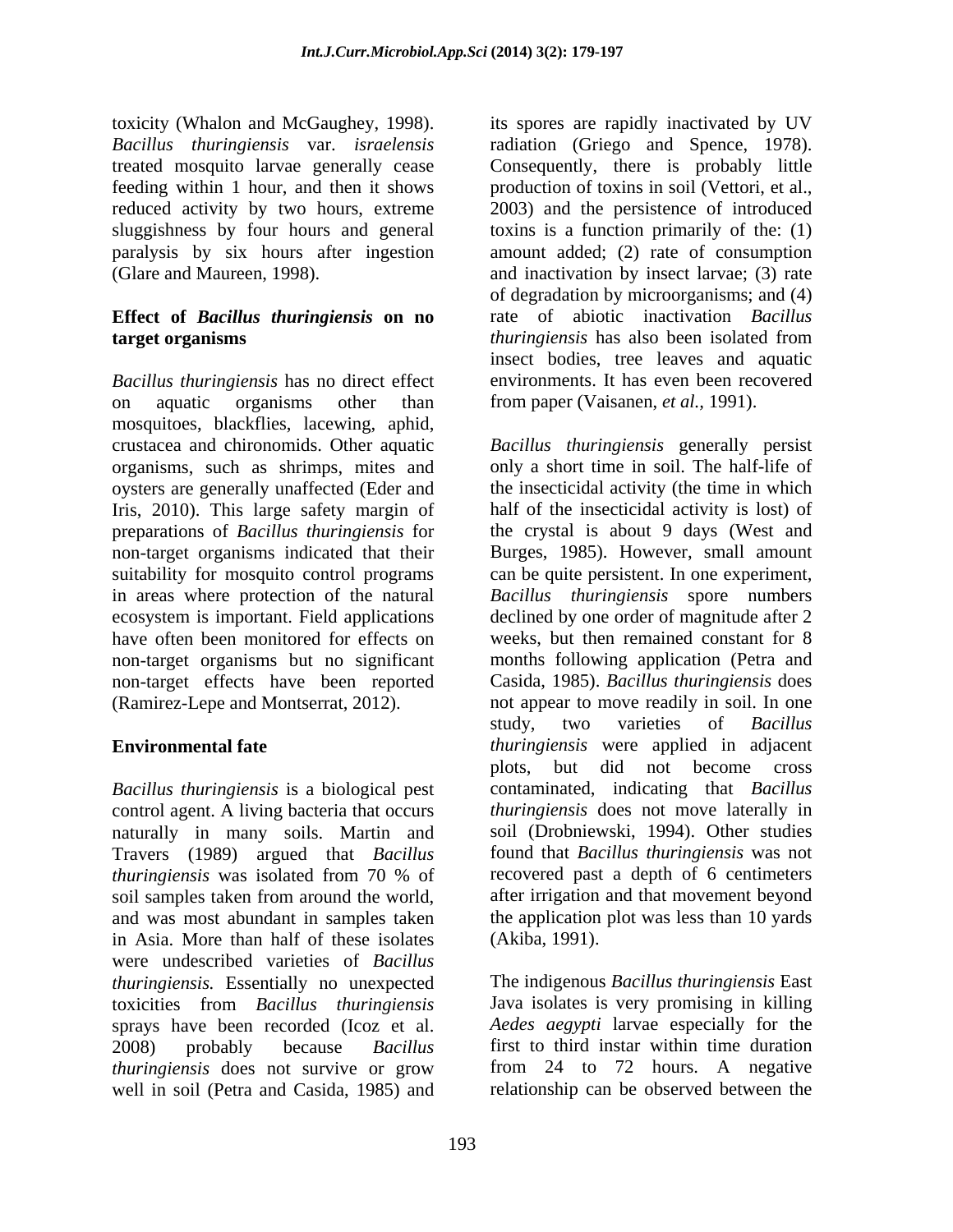toxicity (Whalon and McGaughey, 1998). *Bacillus thuringiensis* var. *israelensis* treated mosquito larvae generally cease feeding within 1 hour, and then it shows reduced activity by two hours, extreme sluggishness by four hours and general paralysis by six hours after ingestion (Glare and Maureen, 1998).

## Effect of *Bacillus thuringiensis* on no target organisms

*Bacillus thuringiensis* has no direct effect on aquatic organisms other than mosquitoes, blackflies, lacewing, aphid, crustacea and chironomids. Other aquatic organisms, such as shrimps, mites and oysters are generally unaffected (Eder and Iris, 2010). This large safety margin of preparations of *Bacillus thuringiensis* for non-target organisms indicated that their suitability for mosquito control programs in areas where protection of the natural ecosystem is important. Field applications have often been monitored for effects on non-target organisms but no significant non-target effects have been reported (Ramirez-Lepe and Montserrat, 2012).

## Environmental fate

*Bacillus thuringiensis* is a biological pest control agent. A living bacteria that occurs naturally in many soils. Martin and Travers (1989) argued that *Bacillus thuringiensis* was isolated from 70 % of soil samples taken from around the world, and was most abundant in samples taken in Asia. More than half of these isolates were undescribed varieties of *Bacillus thuringiensis.* Essentially no unexpected toxicities from *Bacillus thuringiensis* sprays have been recorded (Icoz et al. 2008) probably because *Bacillus thuringiensis* does not survive or grow well in soil (Petra and Casida, 1985) and its spores are rapidly inactivated by UV radiation (Griego and Spence, 1978). Consequently, there is probably little production of toxins in soil (Vettori, et al., 2003) and the persistence of introduced toxins is a function primarily of the: (1) amount added; (2) rate of consumption and inactivation by insect larvae; (3) rate of degradation by microorganisms; and (4) rate of abiotic inactivation *Bacillus thuringiensis* has also been isolated from insect bodies, tree leaves and aquatic environments. It has even been recovered from paper (Vaisanen, *et al.,* 1991).

*Bacillus thuringiensis* generally persist only a short time in soil. The half-life of the insecticidal activity (the time in which half of the insecticidal activity is lost) of the crystal is about 9 days (West and Burges, 1985). However, small amount can be quite persistent. In one experiment, *Bacillus thuringiensis* spore numbers declined by one order of magnitude after 2 weeks, but then remained constant for 8 months following application (Petra and Casida, 1985). *Bacillus thuringiensis* does not appear to move readily in soil. In one study, two varieties of *Bacillus thuringiensis* were applied in adjacent plots, but did not become cross contaminated, indicating that *Bacillus thuringiensis* does not move laterally in soil (Drobniewski, 1994). Other studies found that *Bacillus thuringiensis* was not recovered past a depth of 6 centimeters after irrigation and that movement beyond the application plot was less than 10 yards (Akiba, 1991).

The indigenous *Bacillus thuringiensis* East Java isolates is very promising in killing *Aedes aegypti* larvae especially for the first to third instar within time duration from 24 to 72 hours. A negative relationship can be observed between the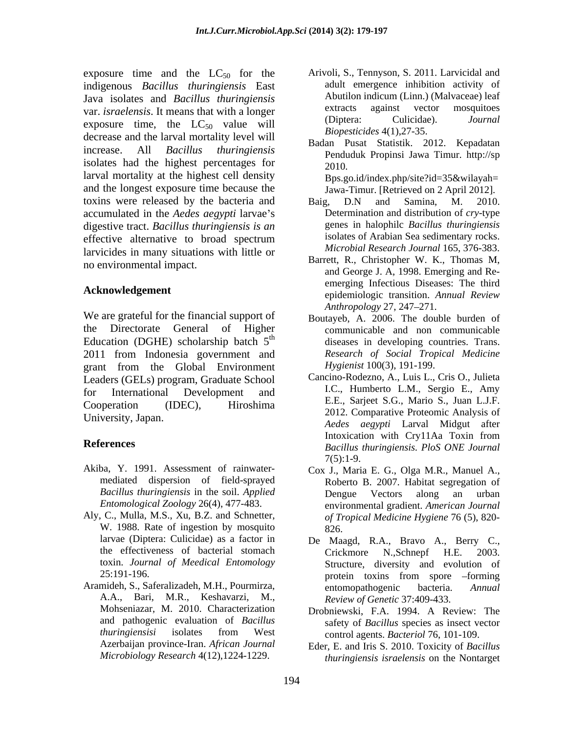exposure time and the $LC_{50}$ for the indigenous *Bacillus thuringiensis* East Java isolates and *Bacillus thuringiensis* var. *israelensis*. It means that with a longer exposure time, the $LC_{50}$ value will decrease and the larval mortality level will increase. All *Bacillus thuringiensis* isolates had the highest percentages for larval mortality at the highest cell density and the longest exposure time because the toxins were released by the bacteria and accumulated in the *Aedes aegypti* larvae's digestive tract. *Bacillus thuringiensis is an* effective alternative to broad spectrum larvicides in many situations with little or no environmental impact.

## Acknowledgement

We are grateful for the financial support of the Directorate General of Higher Education (DGHE) scholarship batch 5[th] 2011 from Indonesia government and grant from the Global Environment Leaders (GELs) program, Graduate School for International Development and Cooperation (IDEC), Hiroshima University, Japan.

## References

Akiba, Y. 1991. Assessment of rainwater-mediated dispersion of field-sprayed *Bacillus thuringiensis* in the soil. *Applied Entomological Zoology* 26(4), 477-483.

Aly, C., Mulla, M.S., Xu, B.Z. and Schnetter, W. 1988. Rate of ingestion by mosquito larvae (Diptera: Culicidae) as a factor in the effectiveness of bacterial stomach toxin. *Journal of Meedical Entomology* 25:191-196.

Aramideh, S., Saferalizadeh, M.H., Pourmirza, A.A., Bari, M.R., Keshavarzi, M., Mohseniazar, M. 2010. Characterization and pathogenic evaluation of *Bacillus thuringiensisi* isolates from West Azerbaijan province-Iran. *African Journal Microbiology Research* 4(12),1224-1229.

Arivoli, S., Tennyson, S. 2011. Larvicidal and adult emergence inhibition activity of Abutilon indicum (Linn.) (Malvaceae) leaf extracts against vector mosquitoes (Diptera: Culicidae). *Journal Biopesticides* 4(1),27-35.

Badan Pusat Statistik. 2012. Kepadatan Penduduk Propinsi Jawa Timur. http://sp 2010. Bps.go.id/index.php/site?id=35&wilayah= Jawa-Timur. [Retrieved on 2 April 2012].

Baig, D.N and Samina, M. 2010. Determination and distribution of *cry*-type genes in halophilc *Bacillus thuringiensis* isolates of Arabian Sea sedimentary rocks. *Microbial Research Journal* 165, 376-383.

Barrett, R., Christopher W. K., Thomas M, and George J. A, 1998. Emerging and Re-emerging Infectious Diseases: The third epidemiologic transition. *Annual Review Anthropology* 27, 247–271.

Boutayeb, A. 2006. The double burden of communicable and non communicable diseases in developing countries. Trans. *Research of Social Tropical Medicine Hygienist* 100(3), 191-199.

Cancino-Rodezno, A., Luis L., Cris O., Julieta I.C., Humberto L.M., Sergio E., Amy E.E., Sarjeet S.G., Mario S., Juan L.J.F. 2012. Comparative Proteomic Analysis of *Aedes aegypti* Larval Midgut after Intoxication with Cry11Aa Toxin from *Bacillus thuringiensis. PloS ONE Journal* 7(5):1-9.

Cox J., Maria E. G., Olga M.R., Manuel A., Roberto B. 2007. Habitat segregation of Dengue Vectors along an urban environmental gradient. *American Journal of Tropical Medicine Hygiene* 76 (5), 820-826.

De Maagd, R.A., Bravo A., Berry C., Crickmore N.,Schnepf H.E. 2003. Structure, diversity and evolution of protein toxins from spore –forming entomopathogenic bacteria. *Annual Review of Genetic* 37:409-433.

Drobniewski, F.A. 1994. A Review: The safety of *Bacillus* species as insect vector control agents. *Bacteriol* 76, 101-109.

Eder, E. and Iris S. 2010. Toxicity of *Bacillus thuringiensis israelensis* on the Nontarget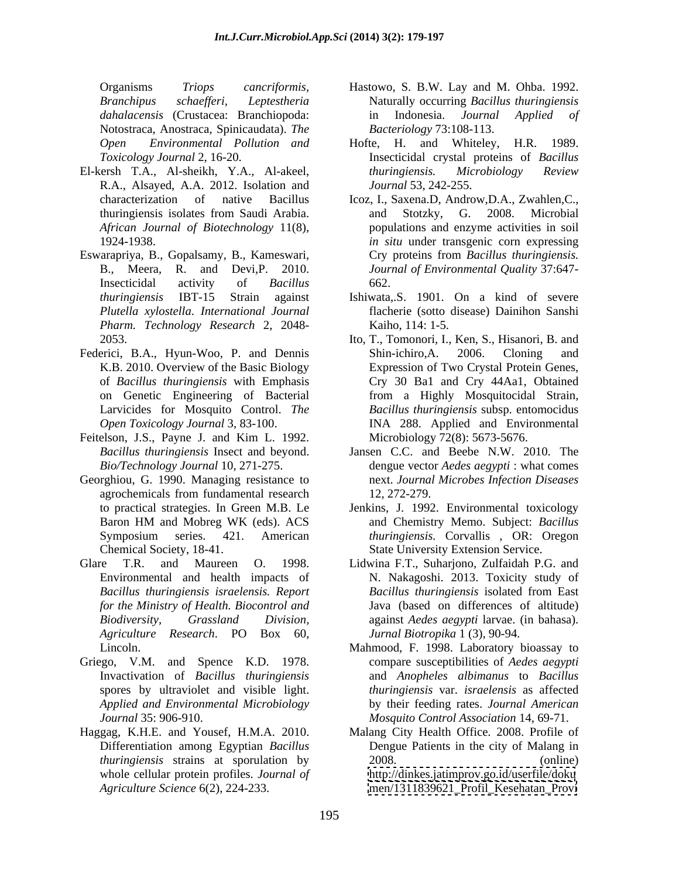Organisms *Triops cancriformis, Branchipus schaefferi, Leptestheria dahalacensis* (Crustacea: Branchiopoda: Notostraca, Anostraca, Spinicaudata). *The Open Environmental Pollution and Toxicology Journal* 2, 16-20.

El-kersh T.A., Al-sheikh, Y.A., Al-akeel, R.A., Alsayed, A.A. 2012. Isolation and characterization of native Bacillus thuringiensis isolates from Saudi Arabia. *African Journal of Biotechnology* 11(8), 1924-1938.

Eswarapriya, B., Gopalsamy, B., Kameswari, B., Meera, R. and Devi,P. 2010. Insecticidal activity of *Bacillus thuringiensis* IBT-15 Strain against *Plutella xylostella*. *International Journal Pharm. Technology Research* 2, 2048-2053.

Federici, B.A., Hyun-Woo, P. and Dennis K.B. 2010. Overview of the Basic Biology of *Bacillus thuringiensis* with Emphasis on Genetic Engineering of Bacterial Larvicides for Mosquito Control. *The Open Toxicology Journal* 3, 83-100.

Feitelson, J.S., Payne J. and Kim L. 1992. *Bacillus thuringiensis* Insect and beyond. *Bio/Technology Journal* 10, 271-275.

Georghiou, G. 1990. Managing resistance to agrochemicals from fundamental research to practical strategies. In Green M.B. Le Baron HM and Mobreg WK (eds). ACS Symposium series. 421. American Chemical Society, 18-41.

Glare T.R. and Maureen O. 1998. Environmental and health impacts of *Bacillus thuringiensis israelensis. Report for the Ministry of Health. Biocontrol and Biodiversity, Grassland Division, Agriculture Research*. PO Box 60, Lincoln.

Griego, V.M. and Spence K.D. 1978. Invactivation of *Bacillus thuringiensis* spores by ultraviolet and visible light. *Applied and Environmental Microbiology Journal* 35: 906-910.

Haggag, K.H.E. and Yousef, H.M.A. 2010. Differentiation among Egyptian *Bacillus thuringiensis* strains at sporulation by whole cellular protein profiles. *Journal of Agriculture Science* 6(2), 224-233.

Hastowo, S. B.W. Lay and M. Ohba. 1992. Naturally occurring *Bacillus thuringiensis* in Indonesia. *Journal Applied of Bacteriology* 73:108-113.

Hofte, H. and Whiteley, H.R. 1989. Insecticidal crystal proteins of *Bacillus thuringiensis. Microbiology Review Journal* 53, 242-255.

Icoz, I., Saxena.D, Androw,D.A., Zwahlen,C., and Stotzky, G. 2008. Microbial populations and enzyme activities in soil *in situ* under transgenic corn expressing Cry proteins from *Bacillus thuringiensis. Journal of Environmental Quality* 37:647-662.

Ishiwata,.S. 1901. On a kind of severe flacherie (sotto disease) Dainihon Sanshi Kaiho, 114: 1-5.

Ito, T., Tomonori, I., Ken, S., Hisanori, B. and Shin-ichiro,A. 2006. Cloning and Expression of Two Crystal Protein Genes, Cry 30 Ba1 and Cry 44Aa1, Obtained from a Highly Mosquitocidal Strain, *Bacillus thuringiensis* subsp. entomocidus INA 288. Applied and Environmental Microbiology 72(8): 5673-5676.

Jansen C.C. and Beebe N.W. 2010. The dengue vector *Aedes aegypti* : what comes next. *Journal Microbes Infection Diseases* 12, 272-279.

Jenkins, J. 1992. Environmental toxicology and Chemistry Memo. Subject: *Bacillus thuringiensis.* Corvallis , OR: Oregon State University Extension Service.

Lidwina F.T., Suharjono, Zulfaidah P.G. and N. Nakagoshi. 2013. Toxicity study of *Bacillus thuringiensis* isolated from East Java (based on differences of altitude) against *Aedes aegypti* larvae. (in bahasa). *Jurnal Biotropika* 1 (3), 90-94.

Mahmood, F. 1998. Laboratory bioassay to compare susceptibilities of *Aedes aegypti* and *Anopheles albimanus* to *Bacillus thuringiensis* var. *israelensis* as affected by their feeding rates. *Journal American Mosquito Control Association* 14, 69-71.

Malang City Health Office. 2008. Profile of Dengue Patients in the city of Malang in 2008. (online) http://dinkes.jatimprov.go.id/userfile/dokumen/1311839621_Profil_Kesehatan_Provi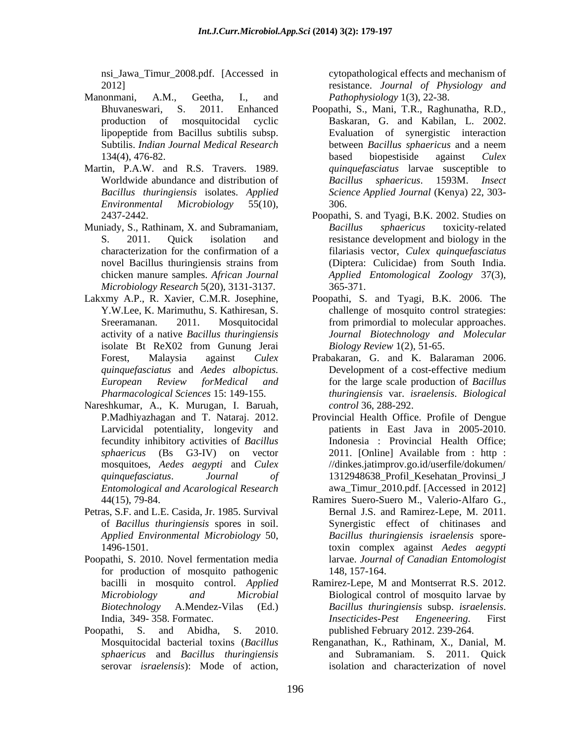nsi_Jawa_Timur_2008.pdf. [Accessed in 2012]

Manonmani, A.M., Geetha, I., and Bhuvaneswari, S. 2011. Enhanced production of mosquitocidal cyclic lipopeptide from Bacillus subtilis subsp. Subtilis. *Indian Journal Medical Research* 134(4), 476-82.

Martin, P.A.W. and R.S. Travers. 1989. Worldwide abundance and distribution of *Bacillus thuringiensis* isolates. *Applied Environmental Microbiology* 55(10), 2437-2442.

Muniady, S., Rathinam, X. and Subramaniam, S. 2011. Quick isolation and characterization for the confirmation of a novel Bacillus thuringiensis strains from chicken manure samples. *African Journal Microbiology Research* 5(20), 3131-3137.

Lakxmy A.P., R. Xavier, C.M.R. Josephine, Y.W.Lee, K. Marimuthu, S. Kathiresan, S. Sreeramanan. 2011. Mosquitocidal activity of a native *Bacillus thuringiensis* isolate Bt ReX02 from Gunung Jerai Forest, Malaysia against *Culex quinquefasciatus* and *Aedes albopictus. European Review forMedical and Pharmacological Sciences* 15: 149-155.

Nareshkumar, A., K. Murugan, I. Baruah, P.Madhiyazhagan and T. Nataraj. 2012. Larvicidal potentiality, longevity and fecundity inhibitory activities of *Bacillus sphaericus* (Bs G3-IV) on vector mosquitoes, *Aedes aegypti* and *Culex quinquefasciatus*. *Journal of Entomological and Acarological Research* 44(15), 79-84.

Petras, S.F. and L.E. Casida, Jr. 1985. Survival of *Bacillus thuringiensis* spores in soil. *Applied Environmental Microbiology* 50, 1496-1501.

Poopathi, S. 2010. Novel fermentation media for production of mosquito pathogenic bacilli in mosquito control. *Applied Microbiology and Microbial Biotechnology* A.Mendez-Vilas (Ed.) India, 349- 358. Formatec.

Poopathi, S. and Abidha, S. 2010. Mosquitocidal bacterial toxins (*Bacillus sphaericus* and *Bacillus thuringiensis* serovar *israelensis*): Mode of action, cytopathological effects and mechanism of resistance. *Journal of Physiology and Pathophysiology* 1(3), 22-38.

Poopathi, S., Mani, T.R., Raghunatha, R.D., Baskaran, G. and Kabilan, L. 2002. Evaluation of synergistic interaction between *Bacillus sphaericus* and a neem based biopestiside against *Culex quinquefasciatus* larvae susceptible to *Bacillus sphaericus*. 1593M. *Insect Science Applied Journal* (Kenya) 22, 303-306.

Poopathi, S. and Tyagi, B.K. 2002. Studies on *Bacillus sphaericus* toxicity-related resistance development and biology in the filariasis vector, *Culex quinquefasciatus* (Diptera: Culicidae) from South India. *Applied Entomological Zoology* 37(3), 365-371.

Poopathi, S. and Tyagi, B.K. 2006. The challenge of mosquito control strategies: from primordial to molecular approaches. *Journal Biotechnology and Molecular Biology Review* 1(2), 51-65.

Prabakaran, G. and K. Balaraman 2006. Development of a cost-effective medium for the large scale production of *Bacillus thuringiensis* var. *israelensis*. *Biological control* 36, 288-292.

Provincial Health Office. Profile of Dengue patients in East Java in 2005-2010. Indonesia : Provincial Health Office; 2011. [Online] Available from : http : //dinkes.jatimprov.go.id/userfile/dokumen/1312948638_Profil_Kesehatan_Provinsi_Jawa_Timur_2010.pdf. [Accessed in 2012]

Ramires Suero-Suero M., Valerio-Alfaro G., Bernal J.S. and Ramirez-Lepe, M. 2011. Synergistic effect of chitinases and *Bacillus thuringiensis israelensis* spore-toxin complex against *Aedes aegypti* larvae. *Journal of Canadian Entomologist* 148, 157-164.

Ramirez-Lepe, M and Montserrat R.S. 2012. Biological control of mosquito larvae by *Bacillus thuringiensis* subsp. *israelensis*. *Insecticides-Pest Engeneering*. First published February 2012. 239-264.

Renganathan, K., Rathinam, X., Danial, M. and Subramaniam. S. 2011. Quick isolation and characterization of novel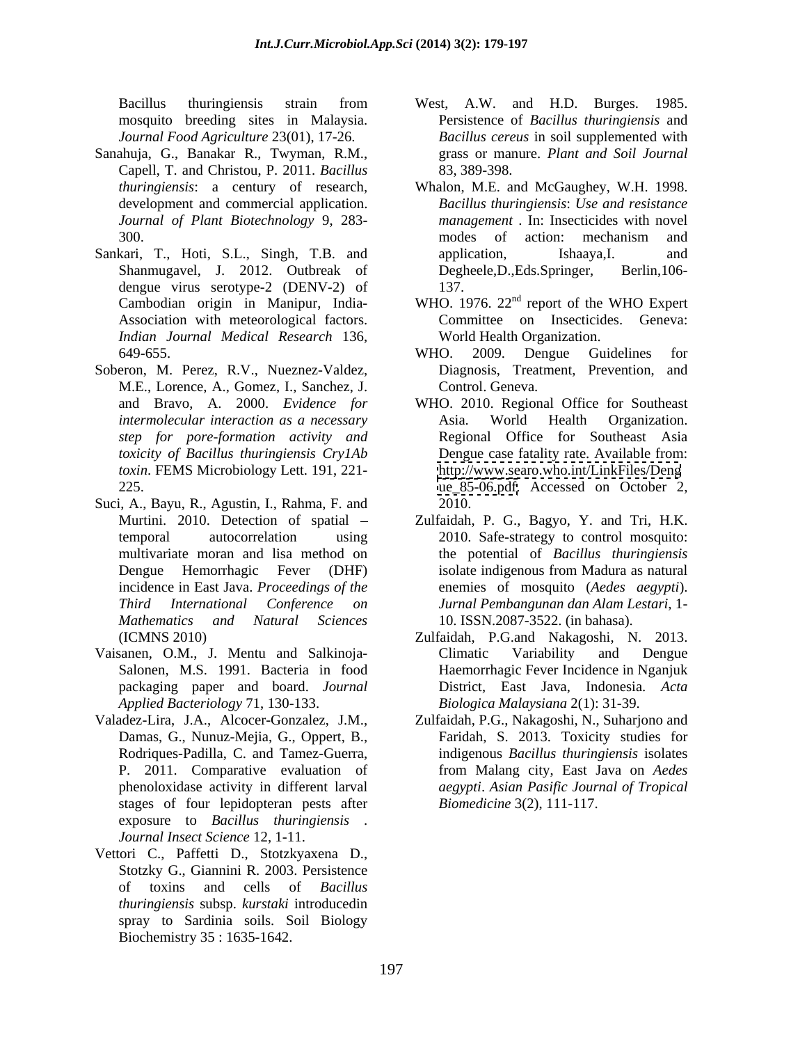Bacillus thuringiensis strain from mosquito breeding sites in Malaysia. *Journal Food Agriculture* 23(01), 17-26.

Sanahuja, G., Banakar R., Twyman, R.M., Capell, T. and Christou, P. 2011. *Bacillus thuringiensis*: a century of research, development and commercial application. *Journal of Plant Biotechnology* 9, 283-300.

Sankari, T., Hoti, S.L., Singh, T.B. and Shanmugavel, J. 2012. Outbreak of dengue virus serotype-2 (DENV-2) of Cambodian origin in Manipur, India-Association with meteorological factors. *Indian Journal Medical Research* 136, 649-655.

Soberon, M. Perez, R.V., Nueznez-Valdez, M.E., Lorence, A., Gomez, I., Sanchez, J. and Bravo, A. 2000. *Evidence for intermolecular interaction as a necessary step for pore-formation activity and toxicity of Bacillus thuringiensis Cry1Ab toxin*. FEMS Microbiology Lett. 191, 221-225.

Suci, A., Bayu, R., Agustin, I., Rahma, F. and Murtini. 2010. Detection of spatial – temporal autocorrelation using multivariate moran and lisa method on Dengue Hemorrhagic Fever (DHF) incidence in East Java. *Proceedings of the Third International Conference on Mathematics and Natural Sciences* (ICMNS 2010)

Vaisanen, O.M., J. Mentu and Salkinoja-Salonen, M.S. 1991. Bacteria in food packaging paper and board. *Journal Applied Bacteriology* 71, 130-133.

Valadez-Lira, J.A., Alcocer-Gonzalez, J.M., Damas, G., Nunuz-Mejia, G., Oppert, B., Rodriques-Padilla, C. and Tamez-Guerra, P. 2011. Comparative evaluation of phenoloxidase activity in different larval stages of four lepidopteran pests after exposure to *Bacillus thuringiensis* . *Journal Insect Science* 12, 1-11.

Vettori C., Paffetti D., Stotzkyaxena D., Stotzky G., Giannini R. 2003. Persistence of toxins and cells of *Bacillus thuringiensis* subsp. *kurstaki* introducedin spray to Sardinia soils. Soil Biology Biochemistry 35 : 1635-1642.

West, A.W. and H.D. Burges. 1985. Persistence of *Bacillus thuringiensis* and *Bacillus cereus* in soil supplemented with grass or manure. *Plant and Soil Journal* 83, 389-398.

Whalon, M.E. and McGaughey, W.H. 1998. *Bacillus thuringiensis*: *Use and resistance management* . In: Insecticides with novel modes of action: mechanism and application, Ishaaya,I. and Degheele,D.,Eds.Springer, Berlin,106-137.

WHO. 1976. 22[nd] report of the WHO Expert Committee on Insecticides. Geneva: World Health Organization.

WHO. 2009. Dengue Guidelines for Diagnosis, Treatment, Prevention, and Control. Geneva.

WHO. 2010. Regional Office for Southeast Asia. World Health Organization. Regional Office for Southeast Asia Dengue case fatality rate. Available from: http://www.searo.who.int/LinkFiles/Dengue_85-06.pdf Accessed on October 2, 2010.

Zulfaidah, P. G., Bagyo, Y. and Tri, H.K. 2010. Safe-strategy to control mosquito: the potential of *Bacillus thuringiensis* isolate indigenous from Madura as natural enemies of mosquito (*Aedes aegypti*). *Jurnal Pembangunan dan Alam Lestari*, 1-10. ISSN.2087-3522. (in bahasa).

Zulfaidah, P.G.and Nakagoshi, N. 2013. Climatic Variability and Dengue Haemorrhagic Fever Incidence in Nganjuk District, East Java, Indonesia. *Acta Biologica Malaysiana* 2(1): 31-39.

Zulfaidah, P.G., Nakagoshi, N., Suharjono and Faridah, S. 2013. Toxicity studies for indigenous *Bacillus thuringiensis* isolates from Malang city, East Java on *Aedes aegypti*. *Asian Pasific Journal of Tropical Biomedicine* 3(2), 111-117.